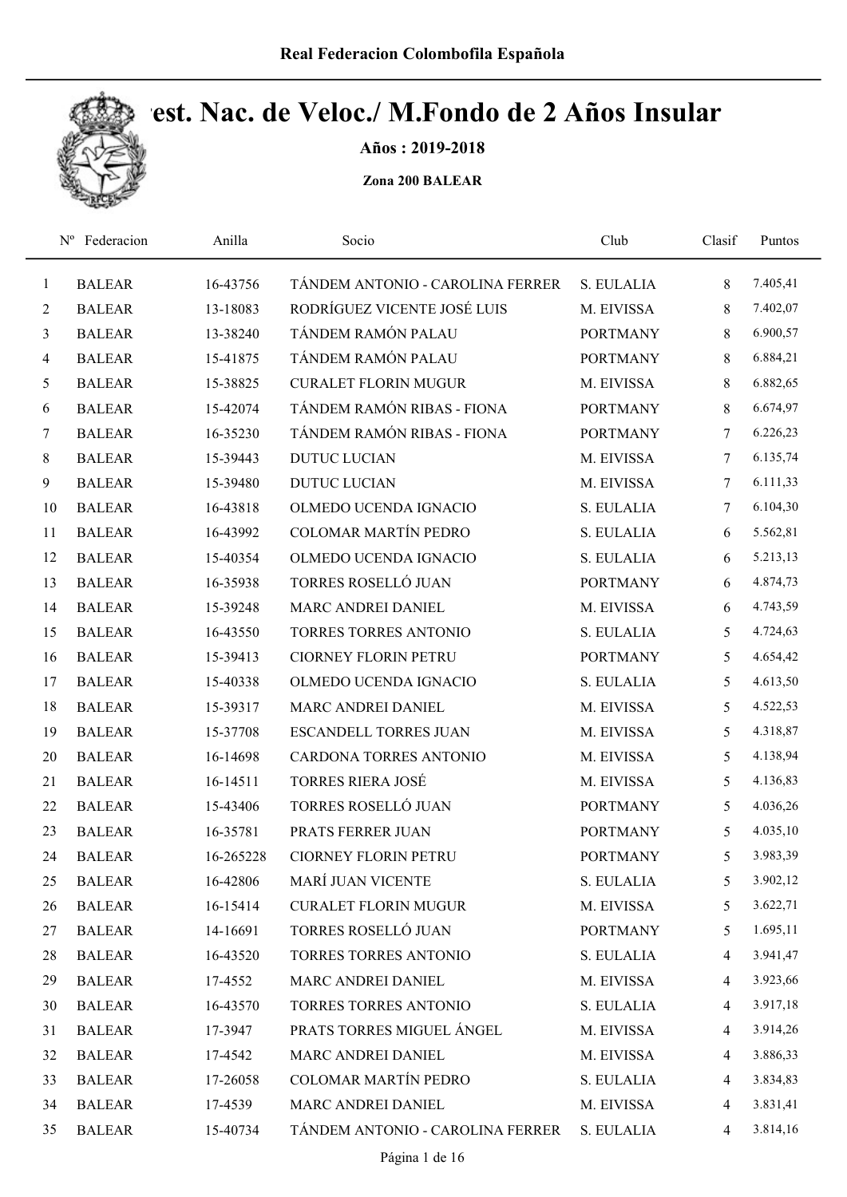Real Federacion Colombofila Española

# est. Nac. de Veloc./ M.Fondo de 2 Años Insular

**Años : 2019-2018**

**Zona 200 BALEAR**

| Nº | Federacion | Anilla | Socio | Club | Clasif | Puntos |
|---|---|---|---|---|---|---|
| 1 | BALEAR | 16-43756 | TÁNDEM ANTONIO - CAROLINA FERRER | S. EULALIA | 8 | 7.405,41 |
| 2 | BALEAR | 13-18083 | RODRÍGUEZ VICENTE JOSÉ LUIS | M. EIVISSA | 8 | 7.402,07 |
| 3 | BALEAR | 13-38240 | TÁNDEM RAMÓN PALAU | PORTMANY | 8 | 6.900,57 |
| 4 | BALEAR | 15-41875 | TÁNDEM RAMÓN PALAU | PORTMANY | 8 | 6.884,21 |
| 5 | BALEAR | 15-38825 | CURALET FLORIN MUGUR | M. EIVISSA | 8 | 6.882,65 |
| 6 | BALEAR | 15-42074 | TÁNDEM RAMÓN RIBAS - FIONA | PORTMANY | 8 | 6.674,97 |
| 7 | BALEAR | 16-35230 | TÁNDEM RAMÓN RIBAS - FIONA | PORTMANY | 7 | 6.226,23 |
| 8 | BALEAR | 15-39443 | DUTUC LUCIAN | M. EIVISSA | 7 | 6.135,74 |
| 9 | BALEAR | 15-39480 | DUTUC LUCIAN | M. EIVISSA | 7 | 6.111,33 |
| 10 | BALEAR | 16-43818 | OLMEDO UCENDA IGNACIO | S. EULALIA | 7 | 6.104,30 |
| 11 | BALEAR | 16-43992 | COLOMAR MARTÍN PEDRO | S. EULALIA | 6 | 5.562,81 |
| 12 | BALEAR | 15-40354 | OLMEDO UCENDA IGNACIO | S. EULALIA | 6 | 5.213,13 |
| 13 | BALEAR | 16-35938 | TORRES ROSELLÓ JUAN | PORTMANY | 6 | 4.874,73 |
| 14 | BALEAR | 15-39248 | MARC ANDREI DANIEL | M. EIVISSA | 6 | 4.743,59 |
| 15 | BALEAR | 16-43550 | TORRES TORRES ANTONIO | S. EULALIA | 5 | 4.724,63 |
| 16 | BALEAR | 15-39413 | CIORNEY FLORIN PETRU | PORTMANY | 5 | 4.654,42 |
| 17 | BALEAR | 15-40338 | OLMEDO UCENDA IGNACIO | S. EULALIA | 5 | 4.613,50 |
| 18 | BALEAR | 15-39317 | MARC ANDREI DANIEL | M. EIVISSA | 5 | 4.522,53 |
| 19 | BALEAR | 15-37708 | ESCANDELL TORRES JUAN | M. EIVISSA | 5 | 4.318,87 |
| 20 | BALEAR | 16-14698 | CARDONA TORRES ANTONIO | M. EIVISSA | 5 | 4.138,94 |
| 21 | BALEAR | 16-14511 | TORRES RIERA JOSÉ | M. EIVISSA | 5 | 4.136,83 |
| 22 | BALEAR | 15-43406 | TORRES ROSELLÓ JUAN | PORTMANY | 5 | 4.036,26 |
| 23 | BALEAR | 16-35781 | PRATS FERRER JUAN | PORTMANY | 5 | 4.035,10 |
| 24 | BALEAR | 16-265228 | CIORNEY FLORIN PETRU | PORTMANY | 5 | 3.983,39 |
| 25 | BALEAR | 16-42806 | MARÍ JUAN VICENTE | S. EULALIA | 5 | 3.902,12 |
| 26 | BALEAR | 16-15414 | CURALET FLORIN MUGUR | M. EIVISSA | 5 | 3.622,71 |
| 27 | BALEAR | 14-16691 | TORRES ROSELLÓ JUAN | PORTMANY | 5 | 1.695,11 |
| 28 | BALEAR | 16-43520 | TORRES TORRES ANTONIO | S. EULALIA | 4 | 3.941,47 |
| 29 | BALEAR | 17-4552 | MARC ANDREI DANIEL | M. EIVISSA | 4 | 3.923,66 |
| 30 | BALEAR | 16-43570 | TORRES TORRES ANTONIO | S. EULALIA | 4 | 3.917,18 |
| 31 | BALEAR | 17-3947 | PRATS TORRES MIGUEL ÁNGEL | M. EIVISSA | 4 | 3.914,26 |
| 32 | BALEAR | 17-4542 | MARC ANDREI DANIEL | M. EIVISSA | 4 | 3.886,33 |
| 33 | BALEAR | 17-26058 | COLOMAR MARTÍN PEDRO | S. EULALIA | 4 | 3.834,83 |
| 34 | BALEAR | 17-4539 | MARC ANDREI DANIEL | M. EIVISSA | 4 | 3.831,41 |
| 35 | BALEAR | 15-40734 | TÁNDEM ANTONIO - CAROLINA FERRER | S. EULALIA | 4 | 3.814,16 |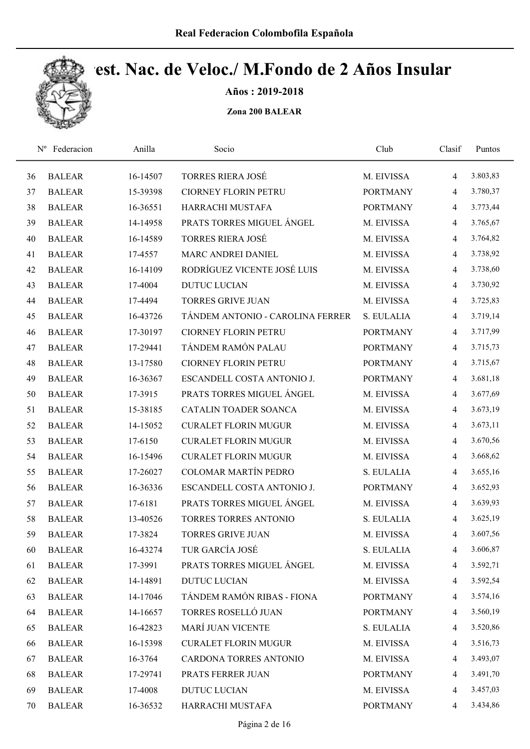# Real Federacion Colombofila Española

## Camp. Nac. de Veloc./ M.Fondo de 2 Años Insular

**Años : 2019-2018**

**Zona 200 BALEAR**

| Nº | Federacion | Anilla | Socio | Club | Clasif | Puntos |
|---|---|---|---|---|---|---|
| 36 | BALEAR | 16-14507 | TORRES RIERA JOSÉ | M. EIVISSA | 4 | 3.803,83 |
| 37 | BALEAR | 15-39398 | CIORNEY FLORIN PETRU | PORTMANY | 4 | 3.780,37 |
| 38 | BALEAR | 16-36551 | HARRACHI MUSTAFA | PORTMANY | 4 | 3.773,44 |
| 39 | BALEAR | 14-14958 | PRATS TORRES MIGUEL ÁNGEL | M. EIVISSA | 4 | 3.765,67 |
| 40 | BALEAR | 16-14589 | TORRES RIERA JOSÉ | M. EIVISSA | 4 | 3.764,82 |
| 41 | BALEAR | 17-4557 | MARC ANDREI DANIEL | M. EIVISSA | 4 | 3.738,92 |
| 42 | BALEAR | 16-14109 | RODRÍGUEZ VICENTE JOSÉ LUIS | M. EIVISSA | 4 | 3.738,60 |
| 43 | BALEAR | 17-4004 | DUTUC LUCIAN | M. EIVISSA | 4 | 3.730,92 |
| 44 | BALEAR | 17-4494 | TORRES GRIVE JUAN | M. EIVISSA | 4 | 3.725,83 |
| 45 | BALEAR | 16-43726 | TÁNDEM ANTONIO - CAROLINA FERRER | S. EULALIA | 4 | 3.719,14 |
| 46 | BALEAR | 17-30197 | CIORNEY FLORIN PETRU | PORTMANY | 4 | 3.717,99 |
| 47 | BALEAR | 17-29441 | TÁNDEM RAMÓN PALAU | PORTMANY | 4 | 3.715,73 |
| 48 | BALEAR | 13-17580 | CIORNEY FLORIN PETRU | PORTMANY | 4 | 3.715,67 |
| 49 | BALEAR | 16-36367 | ESCANDELL COSTA ANTONIO J. | PORTMANY | 4 | 3.681,18 |
| 50 | BALEAR | 17-3915 | PRATS TORRES MIGUEL ÁNGEL | M. EIVISSA | 4 | 3.677,69 |
| 51 | BALEAR | 15-38185 | CATALIN TOADER SOANCA | M. EIVISSA | 4 | 3.673,19 |
| 52 | BALEAR | 14-15052 | CURALET FLORIN MUGUR | M. EIVISSA | 4 | 3.673,11 |
| 53 | BALEAR | 17-6150 | CURALET FLORIN MUGUR | M. EIVISSA | 4 | 3.670,56 |
| 54 | BALEAR | 16-15496 | CURALET FLORIN MUGUR | M. EIVISSA | 4 | 3.668,62 |
| 55 | BALEAR | 17-26027 | COLOMAR MARTÍN PEDRO | S. EULALIA | 4 | 3.655,16 |
| 56 | BALEAR | 16-36336 | ESCANDELL COSTA ANTONIO J. | PORTMANY | 4 | 3.652,93 |
| 57 | BALEAR | 17-6181 | PRATS TORRES MIGUEL ÁNGEL | M. EIVISSA | 4 | 3.639,93 |
| 58 | BALEAR | 13-40526 | TORRES TORRES ANTONIO | S. EULALIA | 4 | 3.625,19 |
| 59 | BALEAR | 17-3824 | TORRES GRIVE JUAN | M. EIVISSA | 4 | 3.607,56 |
| 60 | BALEAR | 16-43274 | TUR GARCÍA JOSÉ | S. EULALIA | 4 | 3.606,87 |
| 61 | BALEAR | 17-3991 | PRATS TORRES MIGUEL ÁNGEL | M. EIVISSA | 4 | 3.592,71 |
| 62 | BALEAR | 14-14891 | DUTUC LUCIAN | M. EIVISSA | 4 | 3.592,54 |
| 63 | BALEAR | 14-17046 | TÁNDEM RAMÓN RIBAS - FIONA | PORTMANY | 4 | 3.574,16 |
| 64 | BALEAR | 14-16657 | TORRES ROSELLÓ JUAN | PORTMANY | 4 | 3.560,19 |
| 65 | BALEAR | 16-42823 | MARÍ JUAN VICENTE | S. EULALIA | 4 | 3.520,86 |
| 66 | BALEAR | 16-15398 | CURALET FLORIN MUGUR | M. EIVISSA | 4 | 3.516,73 |
| 67 | BALEAR | 16-3764 | CARDONA TORRES ANTONIO | M. EIVISSA | 4 | 3.493,07 |
| 68 | BALEAR | 17-29741 | PRATS FERRER JUAN | PORTMANY | 4 | 3.491,70 |
| 69 | BALEAR | 17-4008 | DUTUC LUCIAN | M. EIVISSA | 4 | 3.457,03 |
| 70 | BALEAR | 16-36532 | HARRACHI MUSTAFA | PORTMANY | 4 | 3.434,86 |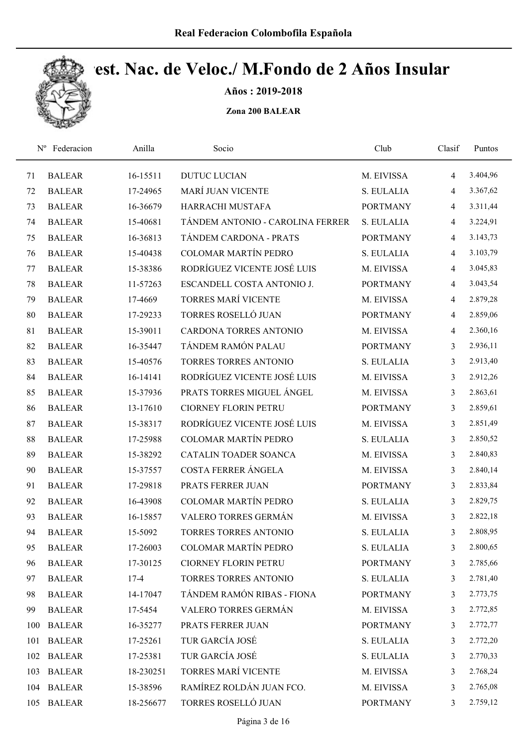# Real Federacion Colombofila Española

## Camp. Nac. de Veloc./ M.Fondo de 2 Años Insular

**Años : 2019-2018**

**Zona 200 BALEAR**

| Nº | Federacion | Anilla | Socio | Club | Clasif | Puntos |
|---|---|---|---|---|---|---|
| 71 | BALEAR | 16-15511 | DUTUC LUCIAN | M. EIVISSA | 4 | 3.404,96 |
| 72 | BALEAR | 17-24965 | MARÍ JUAN VICENTE | S. EULALIA | 4 | 3.367,62 |
| 73 | BALEAR | 16-36679 | HARRACHI MUSTAFA | PORTMANY | 4 | 3.311,44 |
| 74 | BALEAR | 15-40681 | TÁNDEM ANTONIO - CAROLINA FERRER | S. EULALIA | 4 | 3.224,91 |
| 75 | BALEAR | 16-36813 | TÁNDEM CARDONA - PRATS | PORTMANY | 4 | 3.143,73 |
| 76 | BALEAR | 15-40438 | COLOMAR MARTÍN PEDRO | S. EULALIA | 4 | 3.103,79 |
| 77 | BALEAR | 15-38386 | RODRÍGUEZ VICENTE JOSÉ LUIS | M. EIVISSA | 4 | 3.045,83 |
| 78 | BALEAR | 11-57263 | ESCANDELL COSTA ANTONIO J. | PORTMANY | 4 | 3.043,54 |
| 79 | BALEAR | 17-4669 | TORRES MARÍ VICENTE | M. EIVISSA | 4 | 2.879,28 |
| 80 | BALEAR | 17-29233 | TORRES ROSELLÓ JUAN | PORTMANY | 4 | 2.859,06 |
| 81 | BALEAR | 15-39011 | CARDONA TORRES ANTONIO | M. EIVISSA | 4 | 2.360,16 |
| 82 | BALEAR | 16-35447 | TÁNDEM RAMÓN PALAU | PORTMANY | 3 | 2.936,11 |
| 83 | BALEAR | 15-40576 | TORRES TORRES ANTONIO | S. EULALIA | 3 | 2.913,40 |
| 84 | BALEAR | 16-14141 | RODRÍGUEZ VICENTE JOSÉ LUIS | M. EIVISSA | 3 | 2.912,26 |
| 85 | BALEAR | 15-37936 | PRATS TORRES MIGUEL ÁNGEL | M. EIVISSA | 3 | 2.863,61 |
| 86 | BALEAR | 13-17610 | CIORNEY FLORIN PETRU | PORTMANY | 3 | 2.859,61 |
| 87 | BALEAR | 15-38317 | RODRÍGUEZ VICENTE JOSÉ LUIS | M. EIVISSA | 3 | 2.851,49 |
| 88 | BALEAR | 17-25988 | COLOMAR MARTÍN PEDRO | S. EULALIA | 3 | 2.850,52 |
| 89 | BALEAR | 15-38292 | CATALIN TOADER SOANCA | M. EIVISSA | 3 | 2.840,83 |
| 90 | BALEAR | 15-37557 | COSTA FERRER ÁNGELA | M. EIVISSA | 3 | 2.840,14 |
| 91 | BALEAR | 17-29818 | PRATS FERRER JUAN | PORTMANY | 3 | 2.833,84 |
| 92 | BALEAR | 16-43908 | COLOMAR MARTÍN PEDRO | S. EULALIA | 3 | 2.829,75 |
| 93 | BALEAR | 16-15857 | VALERO TORRES GERMÁN | M. EIVISSA | 3 | 2.822,18 |
| 94 | BALEAR | 15-5092 | TORRES TORRES ANTONIO | S. EULALIA | 3 | 2.808,95 |
| 95 | BALEAR | 17-26003 | COLOMAR MARTÍN PEDRO | S. EULALIA | 3 | 2.800,65 |
| 96 | BALEAR | 17-30125 | CIORNEY FLORIN PETRU | PORTMANY | 3 | 2.785,66 |
| 97 | BALEAR | 17-4 | TORRES TORRES ANTONIO | S. EULALIA | 3 | 2.781,40 |
| 98 | BALEAR | 14-17047 | TÁNDEM RAMÓN RIBAS - FIONA | PORTMANY | 3 | 2.773,75 |
| 99 | BALEAR | 17-5454 | VALERO TORRES GERMÁN | M. EIVISSA | 3 | 2.772,85 |
| 100 | BALEAR | 16-35277 | PRATS FERRER JUAN | PORTMANY | 3 | 2.772,77 |
| 101 | BALEAR | 17-25261 | TUR GARCÍA JOSÉ | S. EULALIA | 3 | 2.772,20 |
| 102 | BALEAR | 17-25381 | TUR GARCÍA JOSÉ | S. EULALIA | 3 | 2.770,33 |
| 103 | BALEAR | 18-230251 | TORRES MARÍ VICENTE | M. EIVISSA | 3 | 2.768,24 |
| 104 | BALEAR | 15-38596 | RAMÍREZ ROLDÁN JUAN FCO. | M. EIVISSA | 3 | 2.765,08 |
| 105 | BALEAR | 18-256677 | TORRES ROSELLÓ JUAN | PORTMANY | 3 | 2.759,12 |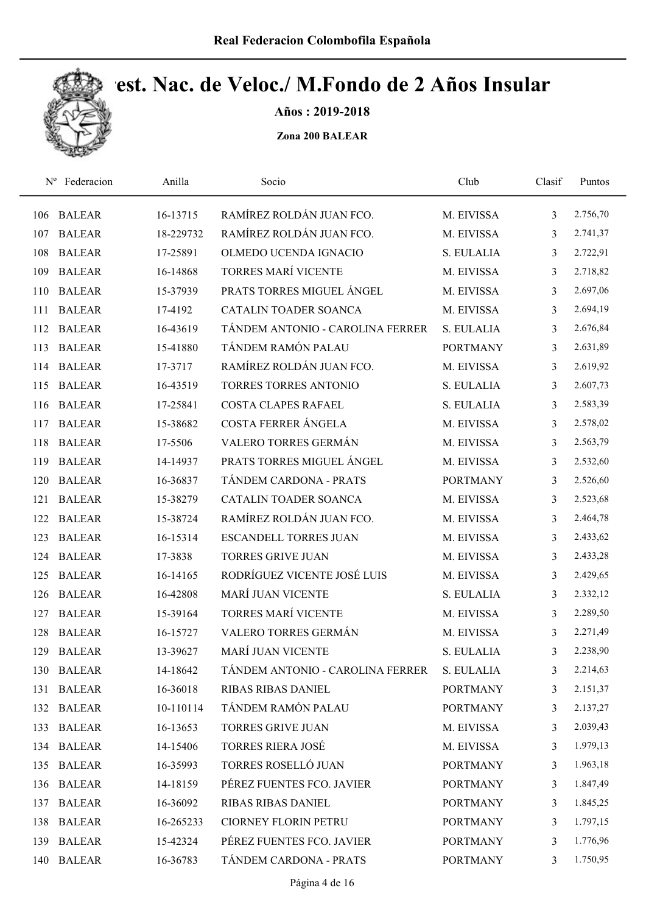# Real Federacion Colombofila Española

## Cest. Nac. de Veloc./ M.Fondo de 2 Años Insular

**Años : 2019-2018**

**Zona 200 BALEAR**

| Nº | Federacion | Anilla | Socio | Club | Clasif | Puntos |
|---|---|---|---|---|---|---|
| 106 | BALEAR | 16-13715 | RAMÍREZ ROLDÁN JUAN FCO. | M. EIVISSA | 3 | 2.756,70 |
| 107 | BALEAR | 18-229732 | RAMÍREZ ROLDÁN JUAN FCO. | M. EIVISSA | 3 | 2.741,37 |
| 108 | BALEAR | 17-25891 | OLMEDO UCENDA IGNACIO | S. EULALIA | 3 | 2.722,91 |
| 109 | BALEAR | 16-14868 | TORRES MARÍ VICENTE | M. EIVISSA | 3 | 2.718,82 |
| 110 | BALEAR | 15-37939 | PRATS TORRES MIGUEL ÁNGEL | M. EIVISSA | 3 | 2.697,06 |
| 111 | BALEAR | 17-4192 | CATALIN TOADER SOANCA | M. EIVISSA | 3 | 2.694,19 |
| 112 | BALEAR | 16-43619 | TÁNDEM ANTONIO - CAROLINA FERRER | S. EULALIA | 3 | 2.676,84 |
| 113 | BALEAR | 15-41880 | TÁNDEM RAMÓN PALAU | PORTMANY | 3 | 2.631,89 |
| 114 | BALEAR | 17-3717 | RAMÍREZ ROLDÁN JUAN FCO. | M. EIVISSA | 3 | 2.619,92 |
| 115 | BALEAR | 16-43519 | TORRES TORRES ANTONIO | S. EULALIA | 3 | 2.607,73 |
| 116 | BALEAR | 17-25841 | COSTA CLAPES RAFAEL | S. EULALIA | 3 | 2.583,39 |
| 117 | BALEAR | 15-38682 | COSTA FERRER ÁNGELA | M. EIVISSA | 3 | 2.578,02 |
| 118 | BALEAR | 17-5506 | VALERO TORRES GERMÁN | M. EIVISSA | 3 | 2.563,79 |
| 119 | BALEAR | 14-14937 | PRATS TORRES MIGUEL ÁNGEL | M. EIVISSA | 3 | 2.532,60 |
| 120 | BALEAR | 16-36837 | TÁNDEM CARDONA - PRATS | PORTMANY | 3 | 2.526,60 |
| 121 | BALEAR | 15-38279 | CATALIN TOADER SOANCA | M. EIVISSA | 3 | 2.523,68 |
| 122 | BALEAR | 15-38724 | RAMÍREZ ROLDÁN JUAN FCO. | M. EIVISSA | 3 | 2.464,78 |
| 123 | BALEAR | 16-15314 | ESCANDELL TORRES JUAN | M. EIVISSA | 3 | 2.433,62 |
| 124 | BALEAR | 17-3838 | TORRES GRIVE JUAN | M. EIVISSA | 3 | 2.433,28 |
| 125 | BALEAR | 16-14165 | RODRÍGUEZ VICENTE JOSÉ LUIS | M. EIVISSA | 3 | 2.429,65 |
| 126 | BALEAR | 16-42808 | MARÍ JUAN VICENTE | S. EULALIA | 3 | 2.332,12 |
| 127 | BALEAR | 15-39164 | TORRES MARÍ VICENTE | M. EIVISSA | 3 | 2.289,50 |
| 128 | BALEAR | 16-15727 | VALERO TORRES GERMÁN | M. EIVISSA | 3 | 2.271,49 |
| 129 | BALEAR | 13-39627 | MARÍ JUAN VICENTE | S. EULALIA | 3 | 2.238,90 |
| 130 | BALEAR | 14-18642 | TÁNDEM ANTONIO - CAROLINA FERRER | S. EULALIA | 3 | 2.214,63 |
| 131 | BALEAR | 16-36018 | RIBAS RIBAS DANIEL | PORTMANY | 3 | 2.151,37 |
| 132 | BALEAR | 10-110114 | TÁNDEM RAMÓN PALAU | PORTMANY | 3 | 2.137,27 |
| 133 | BALEAR | 16-13653 | TORRES GRIVE JUAN | M. EIVISSA | 3 | 2.039,43 |
| 134 | BALEAR | 14-15406 | TORRES RIERA JOSÉ | M. EIVISSA | 3 | 1.979,13 |
| 135 | BALEAR | 16-35993 | TORRES ROSELLÓ JUAN | PORTMANY | 3 | 1.963,18 |
| 136 | BALEAR | 14-18159 | PÉREZ FUENTES FCO. JAVIER | PORTMANY | 3 | 1.847,49 |
| 137 | BALEAR | 16-36092 | RIBAS RIBAS DANIEL | PORTMANY | 3 | 1.845,25 |
| 138 | BALEAR | 16-265233 | CIORNEY FLORIN PETRU | PORTMANY | 3 | 1.797,15 |
| 139 | BALEAR | 15-42324 | PÉREZ FUENTES FCO. JAVIER | PORTMANY | 3 | 1.776,96 |
| 140 | BALEAR | 16-36783 | TÁNDEM CARDONA - PRATS | PORTMANY | 3 | 1.750,95 |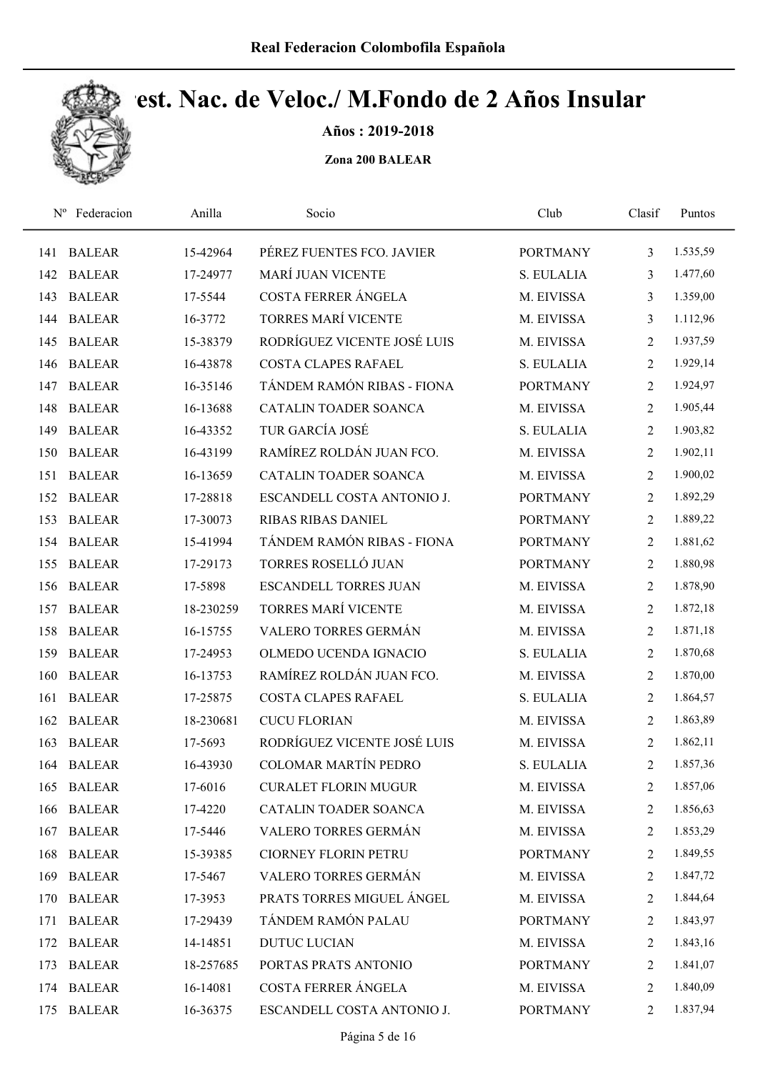# Real Federacion Colombofila Española

## Cest. Nac. de Veloc./ M.Fondo de 2 Años Insular

**Años : 2019-2018**

**Zona 200 BALEAR**

| Nº | Federacion | Anilla | Socio | Club | Clasif | Puntos |
|---|---|---|---|---|---|---|
| 141 | BALEAR | 15-42964 | PÉREZ FUENTES FCO. JAVIER | PORTMANY | 3 | 1.535,59 |
| 142 | BALEAR | 17-24977 | MARÍ JUAN VICENTE | S. EULALIA | 3 | 1.477,60 |
| 143 | BALEAR | 17-5544 | COSTA FERRER ÁNGELA | M. EIVISSA | 3 | 1.359,00 |
| 144 | BALEAR | 16-3772 | TORRES MARÍ VICENTE | M. EIVISSA | 3 | 1.112,96 |
| 145 | BALEAR | 15-38379 | RODRÍGUEZ VICENTE JOSÉ LUIS | M. EIVISSA | 2 | 1.937,59 |
| 146 | BALEAR | 16-43878 | COSTA CLAPES RAFAEL | S. EULALIA | 2 | 1.929,14 |
| 147 | BALEAR | 16-35146 | TÁNDEM RAMÓN RIBAS - FIONA | PORTMANY | 2 | 1.924,97 |
| 148 | BALEAR | 16-13688 | CATALIN TOADER SOANCA | M. EIVISSA | 2 | 1.905,44 |
| 149 | BALEAR | 16-43352 | TUR GARCÍA JOSÉ | S. EULALIA | 2 | 1.903,82 |
| 150 | BALEAR | 16-43199 | RAMÍREZ ROLDÁN JUAN FCO. | M. EIVISSA | 2 | 1.902,11 |
| 151 | BALEAR | 16-13659 | CATALIN TOADER SOANCA | M. EIVISSA | 2 | 1.900,02 |
| 152 | BALEAR | 17-28818 | ESCANDELL COSTA ANTONIO J. | PORTMANY | 2 | 1.892,29 |
| 153 | BALEAR | 17-30073 | RIBAS RIBAS DANIEL | PORTMANY | 2 | 1.889,22 |
| 154 | BALEAR | 15-41994 | TÁNDEM RAMÓN RIBAS - FIONA | PORTMANY | 2 | 1.881,62 |
| 155 | BALEAR | 17-29173 | TORRES ROSELLÓ JUAN | PORTMANY | 2 | 1.880,98 |
| 156 | BALEAR | 17-5898 | ESCANDELL TORRES JUAN | M. EIVISSA | 2 | 1.878,90 |
| 157 | BALEAR | 18-230259 | TORRES MARÍ VICENTE | M. EIVISSA | 2 | 1.872,18 |
| 158 | BALEAR | 16-15755 | VALERO TORRES GERMÁN | M. EIVISSA | 2 | 1.871,18 |
| 159 | BALEAR | 17-24953 | OLMEDO UCENDA IGNACIO | S. EULALIA | 2 | 1.870,68 |
| 160 | BALEAR | 16-13753 | RAMÍREZ ROLDÁN JUAN FCO. | M. EIVISSA | 2 | 1.870,00 |
| 161 | BALEAR | 17-25875 | COSTA CLAPES RAFAEL | S. EULALIA | 2 | 1.864,57 |
| 162 | BALEAR | 18-230681 | CUCU FLORIAN | M. EIVISSA | 2 | 1.863,89 |
| 163 | BALEAR | 17-5693 | RODRÍGUEZ VICENTE JOSÉ LUIS | M. EIVISSA | 2 | 1.862,11 |
| 164 | BALEAR | 16-43930 | COLOMAR MARTÍN PEDRO | S. EULALIA | 2 | 1.857,36 |
| 165 | BALEAR | 17-6016 | CURALET FLORIN MUGUR | M. EIVISSA | 2 | 1.857,06 |
| 166 | BALEAR | 17-4220 | CATALIN TOADER SOANCA | M. EIVISSA | 2 | 1.856,63 |
| 167 | BALEAR | 17-5446 | VALERO TORRES GERMÁN | M. EIVISSA | 2 | 1.853,29 |
| 168 | BALEAR | 15-39385 | CIORNEY FLORIN PETRU | PORTMANY | 2 | 1.849,55 |
| 169 | BALEAR | 17-5467 | VALERO TORRES GERMÁN | M. EIVISSA | 2 | 1.847,72 |
| 170 | BALEAR | 17-3953 | PRATS TORRES MIGUEL ÁNGEL | M. EIVISSA | 2 | 1.844,64 |
| 171 | BALEAR | 17-29439 | TÁNDEM RAMÓN PALAU | PORTMANY | 2 | 1.843,97 |
| 172 | BALEAR | 14-14851 | DUTUC LUCIAN | M. EIVISSA | 2 | 1.843,16 |
| 173 | BALEAR | 18-257685 | PORTAS PRATS ANTONIO | PORTMANY | 2 | 1.841,07 |
| 174 | BALEAR | 16-14081 | COSTA FERRER ÁNGELA | M. EIVISSA | 2 | 1.840,09 |
| 175 | BALEAR | 16-36375 | ESCANDELL COSTA ANTONIO J. | PORTMANY | 2 | 1.837,94 |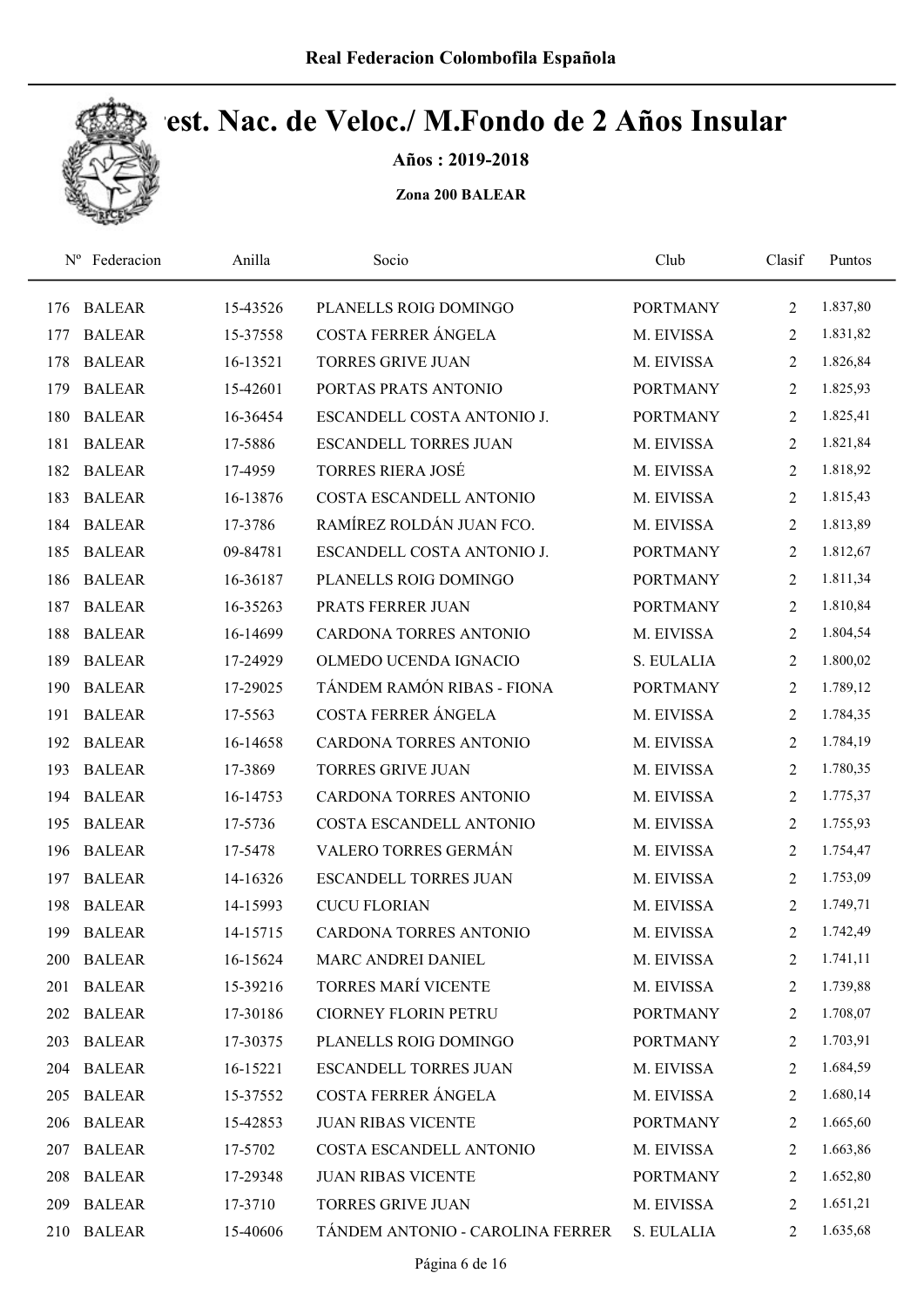# Real Federacion Colombofila Española

## Best. Nac. de Veloc./ M.Fondo de 2 Años Insular

**Años : 2019-2018**

**Zona 200 BALEAR**

| Nº | Federacion | Anilla | Socio | Club | Clasif | Puntos |
|---|---|---|---|---|---|---|
| 176 | BALEAR | 15-43526 | PLANELLS ROIG DOMINGO | PORTMANY | 2 | 1.837,80 |
| 177 | BALEAR | 15-37558 | COSTA FERRER ÁNGELA | M. EIVISSA | 2 | 1.831,82 |
| 178 | BALEAR | 16-13521 | TORRES GRIVE JUAN | M. EIVISSA | 2 | 1.826,84 |
| 179 | BALEAR | 15-42601 | PORTAS PRATS ANTONIO | PORTMANY | 2 | 1.825,93 |
| 180 | BALEAR | 16-36454 | ESCANDELL COSTA ANTONIO J. | PORTMANY | 2 | 1.825,41 |
| 181 | BALEAR | 17-5886 | ESCANDELL TORRES JUAN | M. EIVISSA | 2 | 1.821,84 |
| 182 | BALEAR | 17-4959 | TORRES RIERA JOSÉ | M. EIVISSA | 2 | 1.818,92 |
| 183 | BALEAR | 16-13876 | COSTA ESCANDELL ANTONIO | M. EIVISSA | 2 | 1.815,43 |
| 184 | BALEAR | 17-3786 | RAMÍREZ ROLDÁN JUAN FCO. | M. EIVISSA | 2 | 1.813,89 |
| 185 | BALEAR | 09-84781 | ESCANDELL COSTA ANTONIO J. | PORTMANY | 2 | 1.812,67 |
| 186 | BALEAR | 16-36187 | PLANELLS ROIG DOMINGO | PORTMANY | 2 | 1.811,34 |
| 187 | BALEAR | 16-35263 | PRATS FERRER JUAN | PORTMANY | 2 | 1.810,84 |
| 188 | BALEAR | 16-14699 | CARDONA TORRES ANTONIO | M. EIVISSA | 2 | 1.804,54 |
| 189 | BALEAR | 17-24929 | OLMEDO UCENDA IGNACIO | S. EULALIA | 2 | 1.800,02 |
| 190 | BALEAR | 17-29025 | TÁNDEM RAMÓN RIBAS - FIONA | PORTMANY | 2 | 1.789,12 |
| 191 | BALEAR | 17-5563 | COSTA FERRER ÁNGELA | M. EIVISSA | 2 | 1.784,35 |
| 192 | BALEAR | 16-14658 | CARDONA TORRES ANTONIO | M. EIVISSA | 2 | 1.784,19 |
| 193 | BALEAR | 17-3869 | TORRES GRIVE JUAN | M. EIVISSA | 2 | 1.780,35 |
| 194 | BALEAR | 16-14753 | CARDONA TORRES ANTONIO | M. EIVISSA | 2 | 1.775,37 |
| 195 | BALEAR | 17-5736 | COSTA ESCANDELL ANTONIO | M. EIVISSA | 2 | 1.755,93 |
| 196 | BALEAR | 17-5478 | VALERO TORRES GERMÁN | M. EIVISSA | 2 | 1.754,47 |
| 197 | BALEAR | 14-16326 | ESCANDELL TORRES JUAN | M. EIVISSA | 2 | 1.753,09 |
| 198 | BALEAR | 14-15993 | CUCU FLORIAN | M. EIVISSA | 2 | 1.749,71 |
| 199 | BALEAR | 14-15715 | CARDONA TORRES ANTONIO | M. EIVISSA | 2 | 1.742,49 |
| 200 | BALEAR | 16-15624 | MARC ANDREI DANIEL | M. EIVISSA | 2 | 1.741,11 |
| 201 | BALEAR | 15-39216 | TORRES MARÍ VICENTE | M. EIVISSA | 2 | 1.739,88 |
| 202 | BALEAR | 17-30186 | CIORNEY FLORIN PETRU | PORTMANY | 2 | 1.708,07 |
| 203 | BALEAR | 17-30375 | PLANELLS ROIG DOMINGO | PORTMANY | 2 | 1.703,91 |
| 204 | BALEAR | 16-15221 | ESCANDELL TORRES JUAN | M. EIVISSA | 2 | 1.684,59 |
| 205 | BALEAR | 15-37552 | COSTA FERRER ÁNGELA | M. EIVISSA | 2 | 1.680,14 |
| 206 | BALEAR | 15-42853 | JUAN RIBAS VICENTE | PORTMANY | 2 | 1.665,60 |
| 207 | BALEAR | 17-5702 | COSTA ESCANDELL ANTONIO | M. EIVISSA | 2 | 1.663,86 |
| 208 | BALEAR | 17-29348 | JUAN RIBAS VICENTE | PORTMANY | 2 | 1.652,80 |
| 209 | BALEAR | 17-3710 | TORRES GRIVE JUAN | M. EIVISSA | 2 | 1.651,21 |
| 210 | BALEAR | 15-40606 | TÁNDEM ANTONIO - CAROLINA FERRER | S. EULALIA | 2 | 1.635,68 |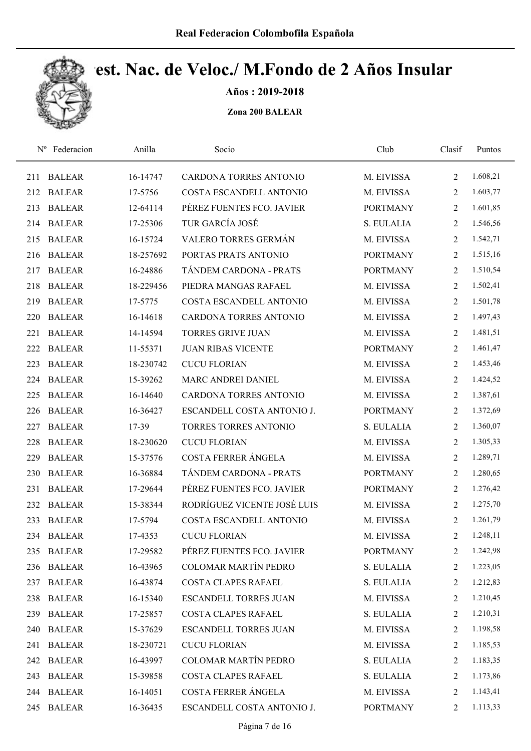# Real Federacion Colombofila Española

## Crest. Nac. de Veloc./ M.Fondo de 2 Años Insular

**Años : 2019-2018**

**Zona 200 BALEAR**

| Nº | Federacion | Anilla | Socio | Club | Clasif | Puntos |
|---|---|---|---|---|---|---|
| 211 | BALEAR | 16-14747 | CARDONA TORRES ANTONIO | M. EIVISSA | 2 | 1.608,21 |
| 212 | BALEAR | 17-5756 | COSTA ESCANDELL ANTONIO | M. EIVISSA | 2 | 1.603,77 |
| 213 | BALEAR | 12-64114 | PÉREZ FUENTES FCO. JAVIER | PORTMANY | 2 | 1.601,85 |
| 214 | BALEAR | 17-25306 | TUR GARCÍA JOSÉ | S. EULALIA | 2 | 1.546,56 |
| 215 | BALEAR | 16-15724 | VALERO TORRES GERMÁN | M. EIVISSA | 2 | 1.542,71 |
| 216 | BALEAR | 18-257692 | PORTAS PRATS ANTONIO | PORTMANY | 2 | 1.515,16 |
| 217 | BALEAR | 16-24886 | TÁNDEM CARDONA - PRATS | PORTMANY | 2 | 1.510,54 |
| 218 | BALEAR | 18-229456 | PIEDRA MANGAS RAFAEL | M. EIVISSA | 2 | 1.502,41 |
| 219 | BALEAR | 17-5775 | COSTA ESCANDELL ANTONIO | M. EIVISSA | 2 | 1.501,78 |
| 220 | BALEAR | 16-14618 | CARDONA TORRES ANTONIO | M. EIVISSA | 2 | 1.497,43 |
| 221 | BALEAR | 14-14594 | TORRES GRIVE JUAN | M. EIVISSA | 2 | 1.481,51 |
| 222 | BALEAR | 11-55371 | JUAN RIBAS VICENTE | PORTMANY | 2 | 1.461,47 |
| 223 | BALEAR | 18-230742 | CUCU FLORIAN | M. EIVISSA | 2 | 1.453,46 |
| 224 | BALEAR | 15-39262 | MARC ANDREI DANIEL | M. EIVISSA | 2 | 1.424,52 |
| 225 | BALEAR | 16-14640 | CARDONA TORRES ANTONIO | M. EIVISSA | 2 | 1.387,61 |
| 226 | BALEAR | 16-36427 | ESCANDELL COSTA ANTONIO J. | PORTMANY | 2 | 1.372,69 |
| 227 | BALEAR | 17-39 | TORRES TORRES ANTONIO | S. EULALIA | 2 | 1.360,07 |
| 228 | BALEAR | 18-230620 | CUCU FLORIAN | M. EIVISSA | 2 | 1.305,33 |
| 229 | BALEAR | 15-37576 | COSTA FERRER ÁNGELA | M. EIVISSA | 2 | 1.289,71 |
| 230 | BALEAR | 16-36884 | TÁNDEM CARDONA - PRATS | PORTMANY | 2 | 1.280,65 |
| 231 | BALEAR | 17-29644 | PÉREZ FUENTES FCO. JAVIER | PORTMANY | 2 | 1.276,42 |
| 232 | BALEAR | 15-38344 | RODRÍGUEZ VICENTE JOSÉ LUIS | M. EIVISSA | 2 | 1.275,70 |
| 233 | BALEAR | 17-5794 | COSTA ESCANDELL ANTONIO | M. EIVISSA | 2 | 1.261,79 |
| 234 | BALEAR | 17-4353 | CUCU FLORIAN | M. EIVISSA | 2 | 1.248,11 |
| 235 | BALEAR | 17-29582 | PÉREZ FUENTES FCO. JAVIER | PORTMANY | 2 | 1.242,98 |
| 236 | BALEAR | 16-43965 | COLOMAR MARTÍN PEDRO | S. EULALIA | 2 | 1.223,05 |
| 237 | BALEAR | 16-43874 | COSTA CLAPES RAFAEL | S. EULALIA | 2 | 1.212,83 |
| 238 | BALEAR | 16-15340 | ESCANDELL TORRES JUAN | M. EIVISSA | 2 | 1.210,45 |
| 239 | BALEAR | 17-25857 | COSTA CLAPES RAFAEL | S. EULALIA | 2 | 1.210,31 |
| 240 | BALEAR | 15-37629 | ESCANDELL TORRES JUAN | M. EIVISSA | 2 | 1.198,58 |
| 241 | BALEAR | 18-230721 | CUCU FLORIAN | M. EIVISSA | 2 | 1.185,53 |
| 242 | BALEAR | 16-43997 | COLOMAR MARTÍN PEDRO | S. EULALIA | 2 | 1.183,35 |
| 243 | BALEAR | 15-39858 | COSTA CLAPES RAFAEL | S. EULALIA | 2 | 1.173,86 |
| 244 | BALEAR | 16-14051 | COSTA FERRER ÁNGELA | M. EIVISSA | 2 | 1.143,41 |
| 245 | BALEAR | 16-36435 | ESCANDELL COSTA ANTONIO J. | PORTMANY | 2 | 1.113,33 |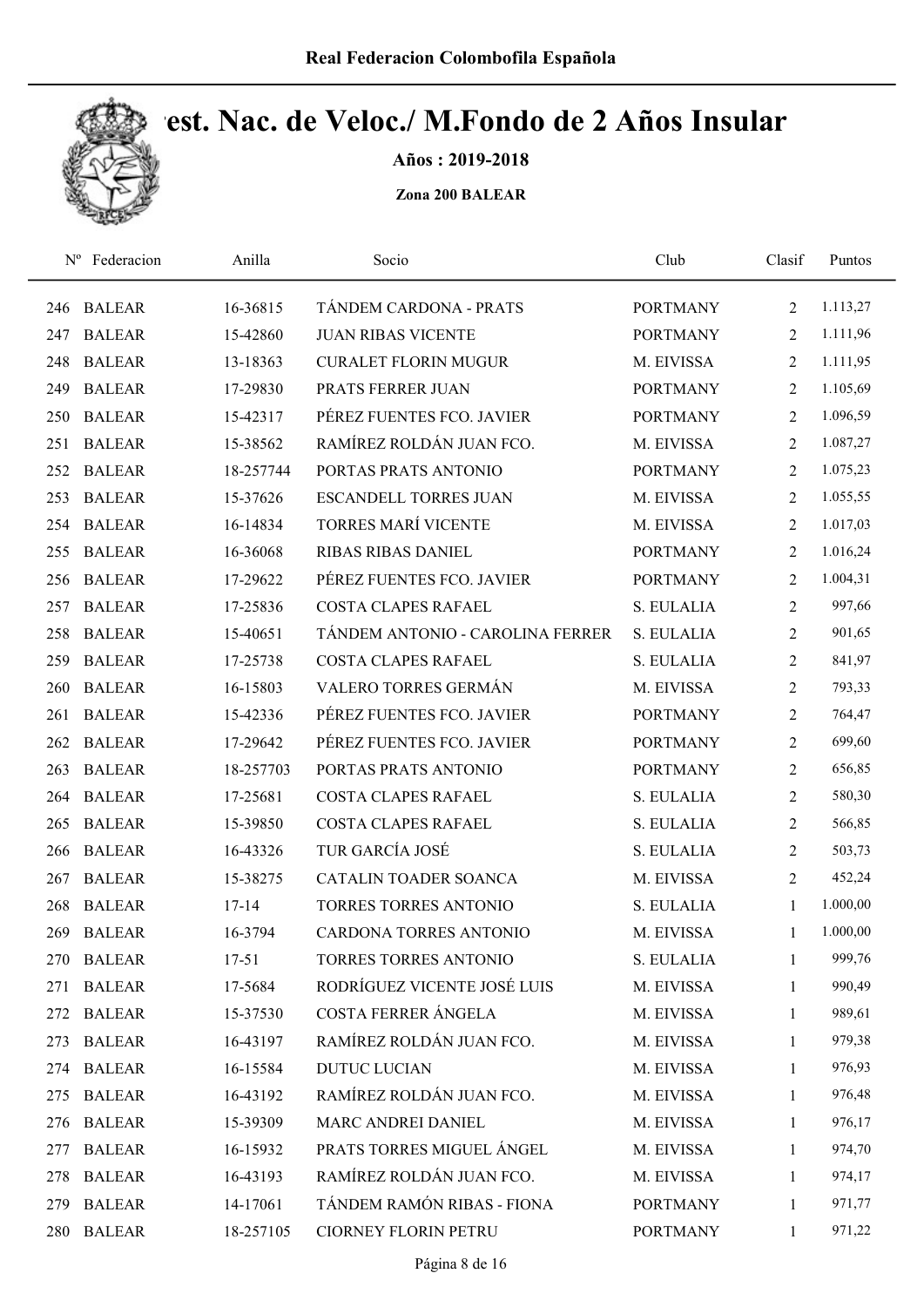Real Federacion Colombofila Española

# Camp. Nac. de Veloc./ M.Fondo de 2 Años Insular

**Años : 2019-2018**

**Zona 200 BALEAR**

| Nº | Federacion | Anilla | Socio | Club | Clasif | Puntos |
|---|---|---|---|---|---|---|
| 246 | BALEAR | 16-36815 | TÁNDEM CARDONA - PRATS | PORTMANY | 2 | 1.113,27 |
| 247 | BALEAR | 15-42860 | JUAN RIBAS VICENTE | PORTMANY | 2 | 1.111,96 |
| 248 | BALEAR | 13-18363 | CURALET FLORIN MUGUR | M. EIVISSA | 2 | 1.111,95 |
| 249 | BALEAR | 17-29830 | PRATS FERRER JUAN | PORTMANY | 2 | 1.105,69 |
| 250 | BALEAR | 15-42317 | PÉREZ FUENTES FCO. JAVIER | PORTMANY | 2 | 1.096,59 |
| 251 | BALEAR | 15-38562 | RAMÍREZ ROLDÁN JUAN FCO. | M. EIVISSA | 2 | 1.087,27 |
| 252 | BALEAR | 18-257744 | PORTAS PRATS ANTONIO | PORTMANY | 2 | 1.075,23 |
| 253 | BALEAR | 15-37626 | ESCANDELL TORRES JUAN | M. EIVISSA | 2 | 1.055,55 |
| 254 | BALEAR | 16-14834 | TORRES MARÍ VICENTE | M. EIVISSA | 2 | 1.017,03 |
| 255 | BALEAR | 16-36068 | RIBAS RIBAS DANIEL | PORTMANY | 2 | 1.016,24 |
| 256 | BALEAR | 17-29622 | PÉREZ FUENTES FCO. JAVIER | PORTMANY | 2 | 1.004,31 |
| 257 | BALEAR | 17-25836 | COSTA CLAPES RAFAEL | S. EULALIA | 2 | 997,66 |
| 258 | BALEAR | 15-40651 | TÁNDEM ANTONIO - CAROLINA FERRER | S. EULALIA | 2 | 901,65 |
| 259 | BALEAR | 17-25738 | COSTA CLAPES RAFAEL | S. EULALIA | 2 | 841,97 |
| 260 | BALEAR | 16-15803 | VALERO TORRES GERMÁN | M. EIVISSA | 2 | 793,33 |
| 261 | BALEAR | 15-42336 | PÉREZ FUENTES FCO. JAVIER | PORTMANY | 2 | 764,47 |
| 262 | BALEAR | 17-29642 | PÉREZ FUENTES FCO. JAVIER | PORTMANY | 2 | 699,60 |
| 263 | BALEAR | 18-257703 | PORTAS PRATS ANTONIO | PORTMANY | 2 | 656,85 |
| 264 | BALEAR | 17-25681 | COSTA CLAPES RAFAEL | S. EULALIA | 2 | 580,30 |
| 265 | BALEAR | 15-39850 | COSTA CLAPES RAFAEL | S. EULALIA | 2 | 566,85 |
| 266 | BALEAR | 16-43326 | TUR GARCÍA JOSÉ | S. EULALIA | 2 | 503,73 |
| 267 | BALEAR | 15-38275 | CATALIN TOADER SOANCA | M. EIVISSA | 2 | 452,24 |
| 268 | BALEAR | 17-14 | TORRES TORRES ANTONIO | S. EULALIA | 1 | 1.000,00 |
| 269 | BALEAR | 16-3794 | CARDONA TORRES ANTONIO | M. EIVISSA | 1 | 1.000,00 |
| 270 | BALEAR | 17-51 | TORRES TORRES ANTONIO | S. EULALIA | 1 | 999,76 |
| 271 | BALEAR | 17-5684 | RODRÍGUEZ VICENTE JOSÉ LUIS | M. EIVISSA | 1 | 990,49 |
| 272 | BALEAR | 15-37530 | COSTA FERRER ÁNGELA | M. EIVISSA | 1 | 989,61 |
| 273 | BALEAR | 16-43197 | RAMÍREZ ROLDÁN JUAN FCO. | M. EIVISSA | 1 | 979,38 |
| 274 | BALEAR | 16-15584 | DUTUC LUCIAN | M. EIVISSA | 1 | 976,93 |
| 275 | BALEAR | 16-43192 | RAMÍREZ ROLDÁN JUAN FCO. | M. EIVISSA | 1 | 976,48 |
| 276 | BALEAR | 15-39309 | MARC ANDREI DANIEL | M. EIVISSA | 1 | 976,17 |
| 277 | BALEAR | 16-15932 | PRATS TORRES MIGUEL ÁNGEL | M. EIVISSA | 1 | 974,70 |
| 278 | BALEAR | 16-43193 | RAMÍREZ ROLDÁN JUAN FCO. | M. EIVISSA | 1 | 974,17 |
| 279 | BALEAR | 14-17061 | TÁNDEM RAMÓN RIBAS - FIONA | PORTMANY | 1 | 971,77 |
| 280 | BALEAR | 18-257105 | CIORNEY FLORIN PETRU | PORTMANY | 1 | 971,22 |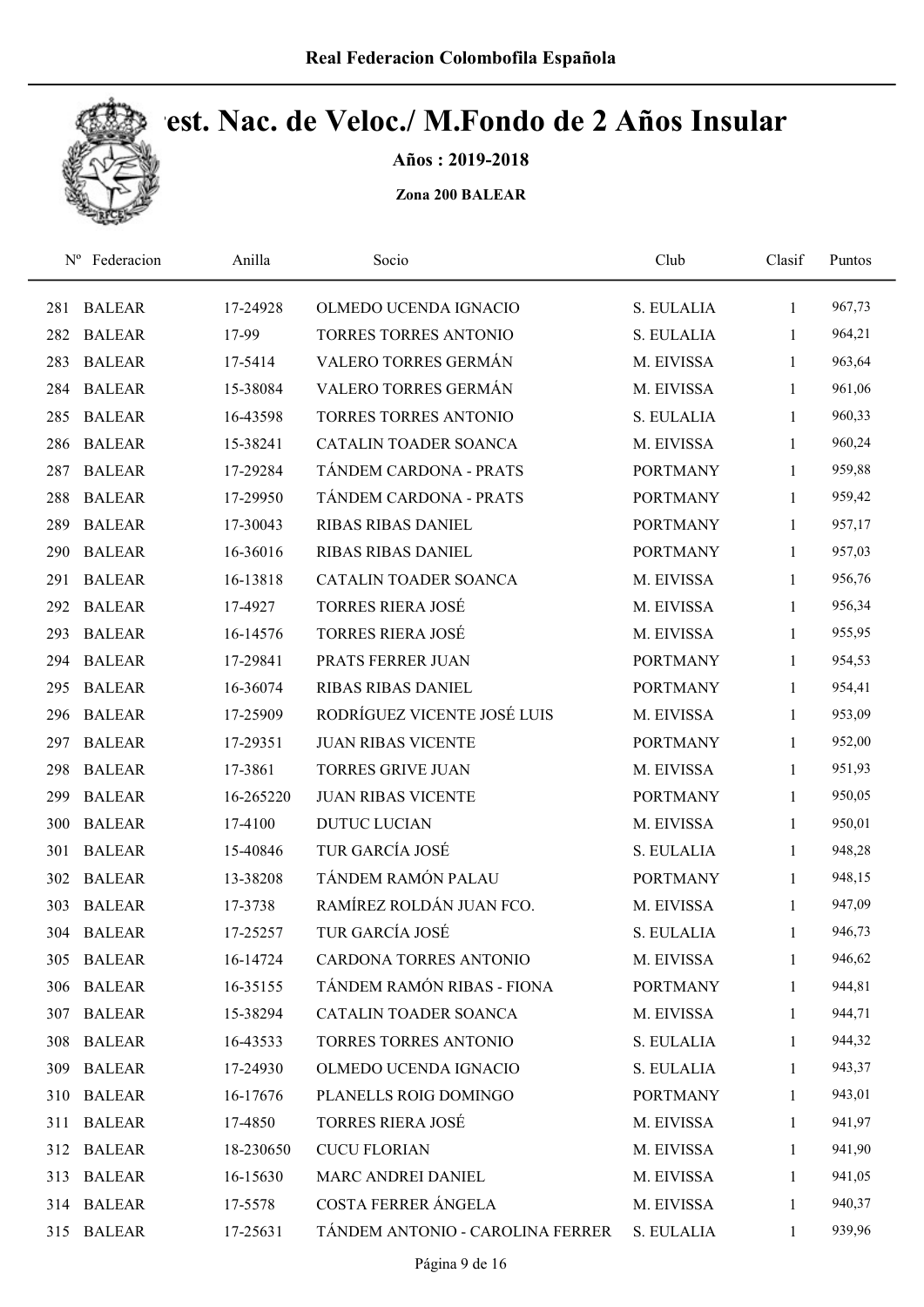# Real Federacion Colombofila Española

## Campeonato Nac. de Veloc./ M.Fondo de 2 Años Insular

**Años : 2019-2018**

**Zona 200 BALEAR**

| Nº | Federacion | Anilla | Socio | Club | Clasif | Puntos |
|---|---|---|---|---|---|---|
| 281 | BALEAR | 17-24928 | OLMEDO UCENDA IGNACIO | S. EULALIA | 1 | 967,73 |
| 282 | BALEAR | 17-99 | TORRES TORRES ANTONIO | S. EULALIA | 1 | 964,21 |
| 283 | BALEAR | 17-5414 | VALERO TORRES GERMÁN | M. EIVISSA | 1 | 963,64 |
| 284 | BALEAR | 15-38084 | VALERO TORRES GERMÁN | M. EIVISSA | 1 | 961,06 |
| 285 | BALEAR | 16-43598 | TORRES TORRES ANTONIO | S. EULALIA | 1 | 960,33 |
| 286 | BALEAR | 15-38241 | CATALIN TOADER SOANCA | M. EIVISSA | 1 | 960,24 |
| 287 | BALEAR | 17-29284 | TÁNDEM CARDONA - PRATS | PORTMANY | 1 | 959,88 |
| 288 | BALEAR | 17-29950 | TÁNDEM CARDONA - PRATS | PORTMANY | 1 | 959,42 |
| 289 | BALEAR | 17-30043 | RIBAS RIBAS DANIEL | PORTMANY | 1 | 957,17 |
| 290 | BALEAR | 16-36016 | RIBAS RIBAS DANIEL | PORTMANY | 1 | 957,03 |
| 291 | BALEAR | 16-13818 | CATALIN TOADER SOANCA | M. EIVISSA | 1 | 956,76 |
| 292 | BALEAR | 17-4927 | TORRES RIERA JOSÉ | M. EIVISSA | 1 | 956,34 |
| 293 | BALEAR | 16-14576 | TORRES RIERA JOSÉ | M. EIVISSA | 1 | 955,95 |
| 294 | BALEAR | 17-29841 | PRATS FERRER JUAN | PORTMANY | 1 | 954,53 |
| 295 | BALEAR | 16-36074 | RIBAS RIBAS DANIEL | PORTMANY | 1 | 954,41 |
| 296 | BALEAR | 17-25909 | RODRÍGUEZ VICENTE JOSÉ LUIS | M. EIVISSA | 1 | 953,09 |
| 297 | BALEAR | 17-29351 | JUAN RIBAS VICENTE | PORTMANY | 1 | 952,00 |
| 298 | BALEAR | 17-3861 | TORRES GRIVE JUAN | M. EIVISSA | 1 | 951,93 |
| 299 | BALEAR | 16-265220 | JUAN RIBAS VICENTE | PORTMANY | 1 | 950,05 |
| 300 | BALEAR | 17-4100 | DUTUC LUCIAN | M. EIVISSA | 1 | 950,01 |
| 301 | BALEAR | 15-40846 | TUR GARCÍA JOSÉ | S. EULALIA | 1 | 948,28 |
| 302 | BALEAR | 13-38208 | TÁNDEM RAMÓN PALAU | PORTMANY | 1 | 948,15 |
| 303 | BALEAR | 17-3738 | RAMÍREZ ROLDÁN JUAN FCO. | M. EIVISSA | 1 | 947,09 |
| 304 | BALEAR | 17-25257 | TUR GARCÍA JOSÉ | S. EULALIA | 1 | 946,73 |
| 305 | BALEAR | 16-14724 | CARDONA TORRES ANTONIO | M. EIVISSA | 1 | 946,62 |
| 306 | BALEAR | 16-35155 | TÁNDEM RAMÓN RIBAS - FIONA | PORTMANY | 1 | 944,81 |
| 307 | BALEAR | 15-38294 | CATALIN TOADER SOANCA | M. EIVISSA | 1 | 944,71 |
| 308 | BALEAR | 16-43533 | TORRES TORRES ANTONIO | S. EULALIA | 1 | 944,32 |
| 309 | BALEAR | 17-24930 | OLMEDO UCENDA IGNACIO | S. EULALIA | 1 | 943,37 |
| 310 | BALEAR | 16-17676 | PLANELLS ROIG DOMINGO | PORTMANY | 1 | 943,01 |
| 311 | BALEAR | 17-4850 | TORRES RIERA JOSÉ | M. EIVISSA | 1 | 941,97 |
| 312 | BALEAR | 18-230650 | CUCU FLORIAN | M. EIVISSA | 1 | 941,90 |
| 313 | BALEAR | 16-15630 | MARC ANDREI DANIEL | M. EIVISSA | 1 | 941,05 |
| 314 | BALEAR | 17-5578 | COSTA FERRER ÁNGELA | M. EIVISSA | 1 | 940,37 |
| 315 | BALEAR | 17-25631 | TÁNDEM ANTONIO - CAROLINA FERRER | S. EULALIA | 1 | 939,96 |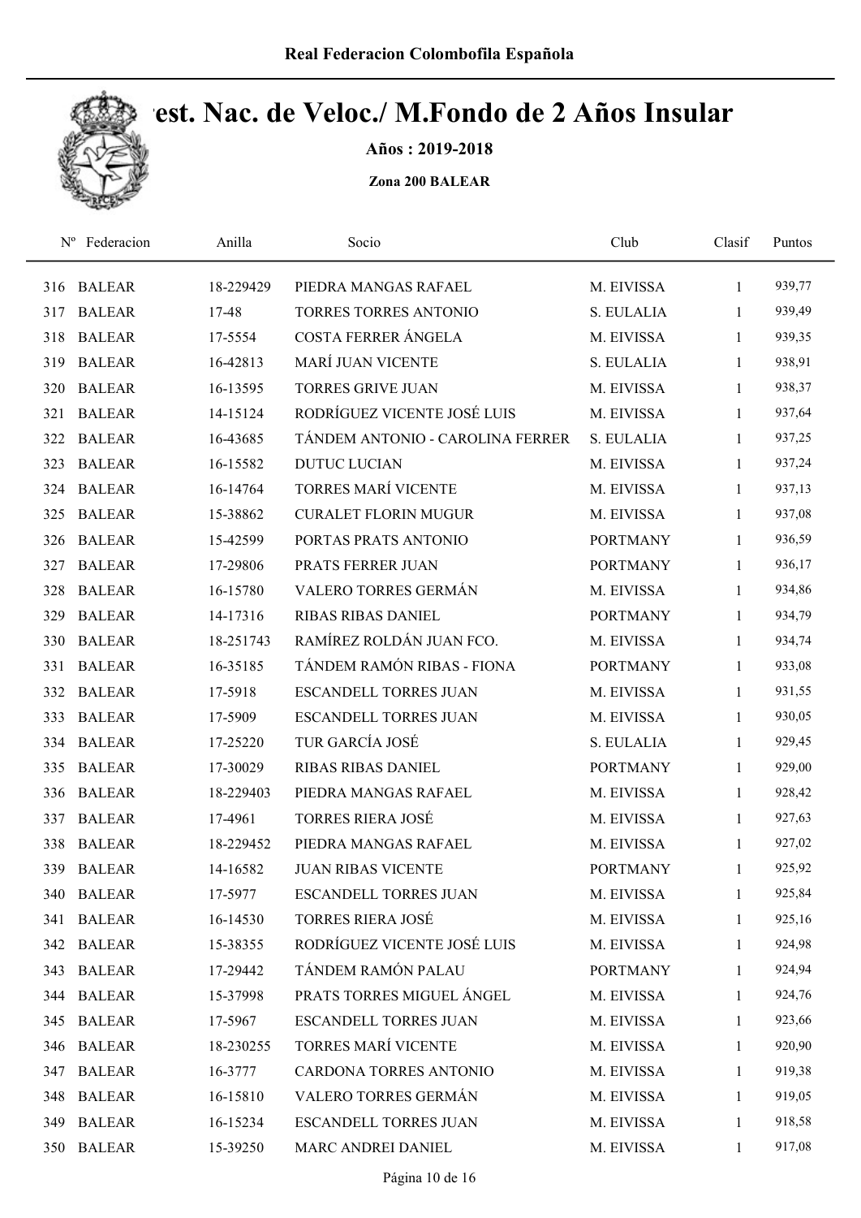Real Federacion Colombofila Española

# Campeonato Nac. de Veloc./ M.Fondo de 2 Años Insular

**Años : 2019-2018**

**Zona 200 BALEAR**

| Nº | Federacion | Anilla | Socio | Club | Clasif | Puntos |
|---|---|---|---|---|---|---|
| 316 | BALEAR | 18-229429 | PIEDRA MANGAS RAFAEL | M. EIVISSA | 1 | 939,77 |
| 317 | BALEAR | 17-48 | TORRES TORRES ANTONIO | S. EULALIA | 1 | 939,49 |
| 318 | BALEAR | 17-5554 | COSTA FERRER ÁNGELA | M. EIVISSA | 1 | 939,35 |
| 319 | BALEAR | 16-42813 | MARÍ JUAN VICENTE | S. EULALIA | 1 | 938,91 |
| 320 | BALEAR | 16-13595 | TORRES GRIVE JUAN | M. EIVISSA | 1 | 938,37 |
| 321 | BALEAR | 14-15124 | RODRÍGUEZ VICENTE JOSÉ LUIS | M. EIVISSA | 1 | 937,64 |
| 322 | BALEAR | 16-43685 | TÁNDEM ANTONIO - CAROLINA FERRER | S. EULALIA | 1 | 937,25 |
| 323 | BALEAR | 16-15582 | DUTUC LUCIAN | M. EIVISSA | 1 | 937,24 |
| 324 | BALEAR | 16-14764 | TORRES MARÍ VICENTE | M. EIVISSA | 1 | 937,13 |
| 325 | BALEAR | 15-38862 | CURALET FLORIN MUGUR | M. EIVISSA | 1 | 937,08 |
| 326 | BALEAR | 15-42599 | PORTAS PRATS ANTONIO | PORTMANY | 1 | 936,59 |
| 327 | BALEAR | 17-29806 | PRATS FERRER JUAN | PORTMANY | 1 | 936,17 |
| 328 | BALEAR | 16-15780 | VALERO TORRES GERMÁN | M. EIVISSA | 1 | 934,86 |
| 329 | BALEAR | 14-17316 | RIBAS RIBAS DANIEL | PORTMANY | 1 | 934,79 |
| 330 | BALEAR | 18-251743 | RAMÍREZ ROLDÁN JUAN FCO. | M. EIVISSA | 1 | 934,74 |
| 331 | BALEAR | 16-35185 | TÁNDEM RAMÓN RIBAS - FIONA | PORTMANY | 1 | 933,08 |
| 332 | BALEAR | 17-5918 | ESCANDELL TORRES JUAN | M. EIVISSA | 1 | 931,55 |
| 333 | BALEAR | 17-5909 | ESCANDELL TORRES JUAN | M. EIVISSA | 1 | 930,05 |
| 334 | BALEAR | 17-25220 | TUR GARCÍA JOSÉ | S. EULALIA | 1 | 929,45 |
| 335 | BALEAR | 17-30029 | RIBAS RIBAS DANIEL | PORTMANY | 1 | 929,00 |
| 336 | BALEAR | 18-229403 | PIEDRA MANGAS RAFAEL | M. EIVISSA | 1 | 928,42 |
| 337 | BALEAR | 17-4961 | TORRES RIERA JOSÉ | M. EIVISSA | 1 | 927,63 |
| 338 | BALEAR | 18-229452 | PIEDRA MANGAS RAFAEL | M. EIVISSA | 1 | 927,02 |
| 339 | BALEAR | 14-16582 | JUAN RIBAS VICENTE | PORTMANY | 1 | 925,92 |
| 340 | BALEAR | 17-5977 | ESCANDELL TORRES JUAN | M. EIVISSA | 1 | 925,84 |
| 341 | BALEAR | 16-14530 | TORRES RIERA JOSÉ | M. EIVISSA | 1 | 925,16 |
| 342 | BALEAR | 15-38355 | RODRÍGUEZ VICENTE JOSÉ LUIS | M. EIVISSA | 1 | 924,98 |
| 343 | BALEAR | 17-29442 | TÁNDEM RAMÓN PALAU | PORTMANY | 1 | 924,94 |
| 344 | BALEAR | 15-37998 | PRATS TORRES MIGUEL ÁNGEL | M. EIVISSA | 1 | 924,76 |
| 345 | BALEAR | 17-5967 | ESCANDELL TORRES JUAN | M. EIVISSA | 1 | 923,66 |
| 346 | BALEAR | 18-230255 | TORRES MARÍ VICENTE | M. EIVISSA | 1 | 920,90 |
| 347 | BALEAR | 16-3777 | CARDONA TORRES ANTONIO | M. EIVISSA | 1 | 919,38 |
| 348 | BALEAR | 16-15810 | VALERO TORRES GERMÁN | M. EIVISSA | 1 | 919,05 |
| 349 | BALEAR | 16-15234 | ESCANDELL TORRES JUAN | M. EIVISSA | 1 | 918,58 |
| 350 | BALEAR | 15-39250 | MARC ANDREI DANIEL | M. EIVISSA | 1 | 917,08 |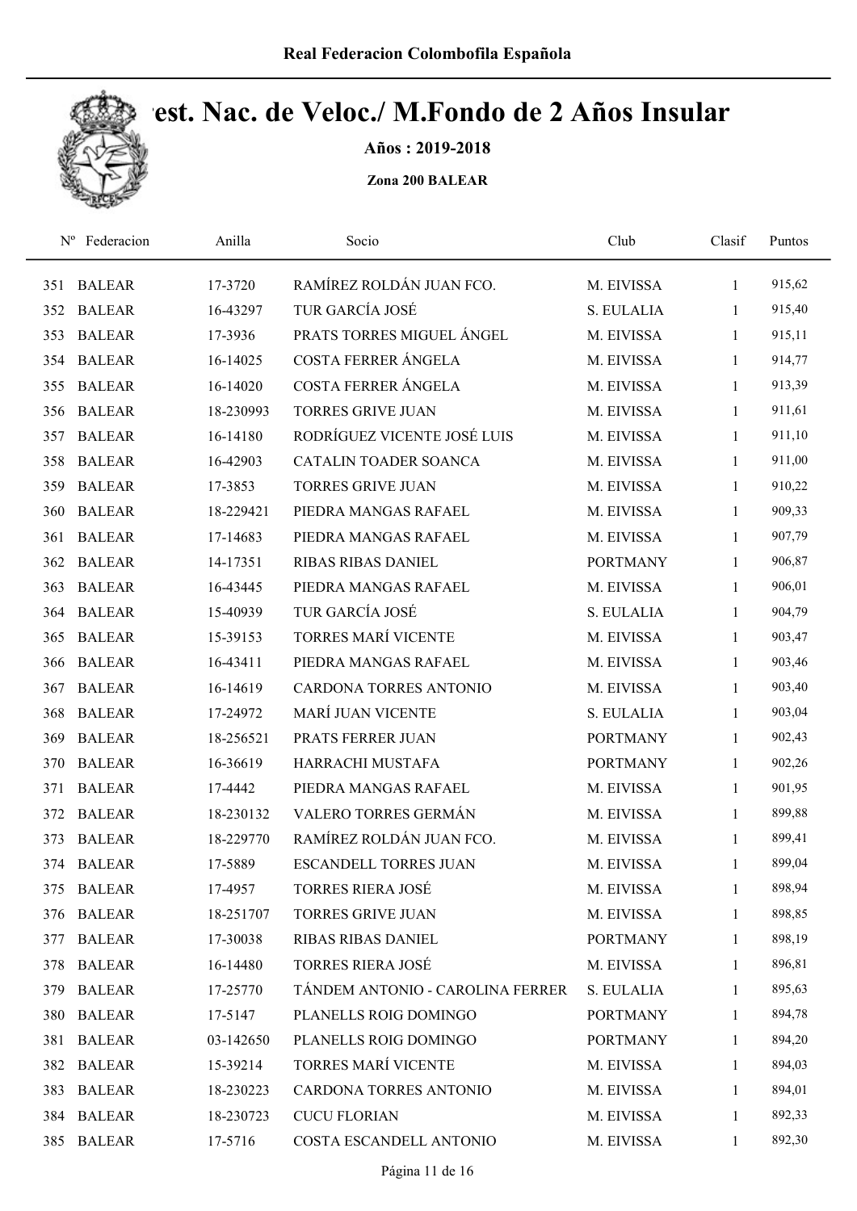# Camp. Nac. de Veloc./ M.Fondo de 2 Años Insular

**Años : 2019-2018**

**Zona 200 BALEAR**

| Nº | Federacion | Anilla | Socio | Club | Clasif | Puntos |
|---|---|---|---|---|---|---|
| 351 | BALEAR | 17-3720 | RAMÍREZ ROLDÁN JUAN FCO. | M. EIVISSA | 1 | 915,62 |
| 352 | BALEAR | 16-43297 | TUR GARCÍA JOSÉ | S. EULALIA | 1 | 915,40 |
| 353 | BALEAR | 17-3936 | PRATS TORRES MIGUEL ÁNGEL | M. EIVISSA | 1 | 915,11 |
| 354 | BALEAR | 16-14025 | COSTA FERRER ÁNGELA | M. EIVISSA | 1 | 914,77 |
| 355 | BALEAR | 16-14020 | COSTA FERRER ÁNGELA | M. EIVISSA | 1 | 913,39 |
| 356 | BALEAR | 18-230993 | TORRES GRIVE JUAN | M. EIVISSA | 1 | 911,61 |
| 357 | BALEAR | 16-14180 | RODRÍGUEZ VICENTE JOSÉ LUIS | M. EIVISSA | 1 | 911,10 |
| 358 | BALEAR | 16-42903 | CATALIN TOADER SOANCA | M. EIVISSA | 1 | 911,00 |
| 359 | BALEAR | 17-3853 | TORRES GRIVE JUAN | M. EIVISSA | 1 | 910,22 |
| 360 | BALEAR | 18-229421 | PIEDRA MANGAS RAFAEL | M. EIVISSA | 1 | 909,33 |
| 361 | BALEAR | 17-14683 | PIEDRA MANGAS RAFAEL | M. EIVISSA | 1 | 907,79 |
| 362 | BALEAR | 14-17351 | RIBAS RIBAS DANIEL | PORTMANY | 1 | 906,87 |
| 363 | BALEAR | 16-43445 | PIEDRA MANGAS RAFAEL | M. EIVISSA | 1 | 906,01 |
| 364 | BALEAR | 15-40939 | TUR GARCÍA JOSÉ | S. EULALIA | 1 | 904,79 |
| 365 | BALEAR | 15-39153 | TORRES MARÍ VICENTE | M. EIVISSA | 1 | 903,47 |
| 366 | BALEAR | 16-43411 | PIEDRA MANGAS RAFAEL | M. EIVISSA | 1 | 903,46 |
| 367 | BALEAR | 16-14619 | CARDONA TORRES ANTONIO | M. EIVISSA | 1 | 903,40 |
| 368 | BALEAR | 17-24972 | MARÍ JUAN VICENTE | S. EULALIA | 1 | 903,04 |
| 369 | BALEAR | 18-256521 | PRATS FERRER JUAN | PORTMANY | 1 | 902,43 |
| 370 | BALEAR | 16-36619 | HARRACHI MUSTAFA | PORTMANY | 1 | 902,26 |
| 371 | BALEAR | 17-4442 | PIEDRA MANGAS RAFAEL | M. EIVISSA | 1 | 901,95 |
| 372 | BALEAR | 18-230132 | VALERO TORRES GERMÁN | M. EIVISSA | 1 | 899,88 |
| 373 | BALEAR | 18-229770 | RAMÍREZ ROLDÁN JUAN FCO. | M. EIVISSA | 1 | 899,41 |
| 374 | BALEAR | 17-5889 | ESCANDELL TORRES JUAN | M. EIVISSA | 1 | 899,04 |
| 375 | BALEAR | 17-4957 | TORRES RIERA JOSÉ | M. EIVISSA | 1 | 898,94 |
| 376 | BALEAR | 18-251707 | TORRES GRIVE JUAN | M. EIVISSA | 1 | 898,85 |
| 377 | BALEAR | 17-30038 | RIBAS RIBAS DANIEL | PORTMANY | 1 | 898,19 |
| 378 | BALEAR | 16-14480 | TORRES RIERA JOSÉ | M. EIVISSA | 1 | 896,81 |
| 379 | BALEAR | 17-25770 | TÁNDEM ANTONIO - CAROLINA FERRER | S. EULALIA | 1 | 895,63 |
| 380 | BALEAR | 17-5147 | PLANELLS ROIG DOMINGO | PORTMANY | 1 | 894,78 |
| 381 | BALEAR | 03-142650 | PLANELLS ROIG DOMINGO | PORTMANY | 1 | 894,20 |
| 382 | BALEAR | 15-39214 | TORRES MARÍ VICENTE | M. EIVISSA | 1 | 894,03 |
| 383 | BALEAR | 18-230223 | CARDONA TORRES ANTONIO | M. EIVISSA | 1 | 894,01 |
| 384 | BALEAR | 18-230723 | CUCU FLORIAN | M. EIVISSA | 1 | 892,33 |
| 385 | BALEAR | 17-5716 | COSTA ESCANDELL ANTONIO | M. EIVISSA | 1 | 892,30 |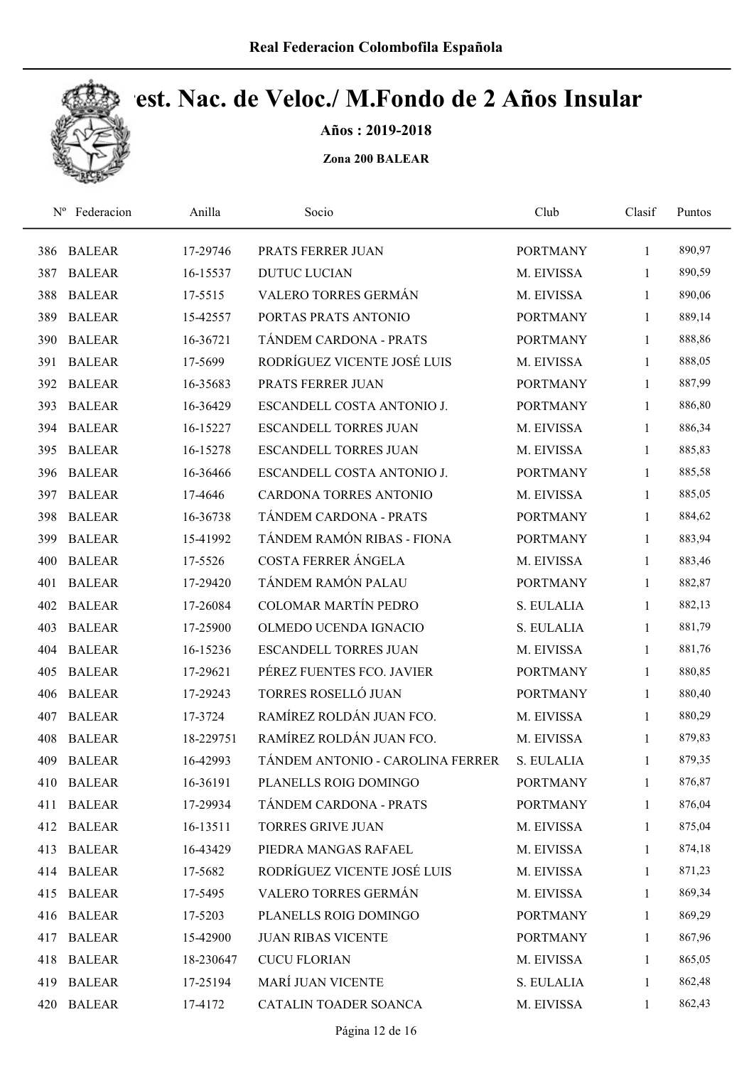# Real Federacion Colombofila Española

## Best. Nac. de Veloc./ M.Fondo de 2 Años Insular

**Años : 2019-2018**

**Zona 200 BALEAR**

| Nº | Federacion | Anilla | Socio | Club | Clasif | Puntos |
|---|---|---|---|---|---|---|
| 386 | BALEAR | 17-29746 | PRATS FERRER JUAN | PORTMANY | 1 | 890,97 |
| 387 | BALEAR | 16-15537 | DUTUC LUCIAN | M. EIVISSA | 1 | 890,59 |
| 388 | BALEAR | 17-5515 | VALERO TORRES GERMÁN | M. EIVISSA | 1 | 890,06 |
| 389 | BALEAR | 15-42557 | PORTAS PRATS ANTONIO | PORTMANY | 1 | 889,14 |
| 390 | BALEAR | 16-36721 | TÁNDEM CARDONA - PRATS | PORTMANY | 1 | 888,86 |
| 391 | BALEAR | 17-5699 | RODRÍGUEZ VICENTE JOSÉ LUIS | M. EIVISSA | 1 | 888,05 |
| 392 | BALEAR | 16-35683 | PRATS FERRER JUAN | PORTMANY | 1 | 887,99 |
| 393 | BALEAR | 16-36429 | ESCANDELL COSTA ANTONIO J. | PORTMANY | 1 | 886,80 |
| 394 | BALEAR | 16-15227 | ESCANDELL TORRES JUAN | M. EIVISSA | 1 | 886,34 |
| 395 | BALEAR | 16-15278 | ESCANDELL TORRES JUAN | M. EIVISSA | 1 | 885,83 |
| 396 | BALEAR | 16-36466 | ESCANDELL COSTA ANTONIO J. | PORTMANY | 1 | 885,58 |
| 397 | BALEAR | 17-4646 | CARDONA TORRES ANTONIO | M. EIVISSA | 1 | 885,05 |
| 398 | BALEAR | 16-36738 | TÁNDEM CARDONA - PRATS | PORTMANY | 1 | 884,62 |
| 399 | BALEAR | 15-41992 | TÁNDEM RAMÓN RIBAS - FIONA | PORTMANY | 1 | 883,94 |
| 400 | BALEAR | 17-5526 | COSTA FERRER ÁNGELA | M. EIVISSA | 1 | 883,46 |
| 401 | BALEAR | 17-29420 | TÁNDEM RAMÓN PALAU | PORTMANY | 1 | 882,87 |
| 402 | BALEAR | 17-26084 | COLOMAR MARTÍN PEDRO | S. EULALIA | 1 | 882,13 |
| 403 | BALEAR | 17-25900 | OLMEDO UCENDA IGNACIO | S. EULALIA | 1 | 881,79 |
| 404 | BALEAR | 16-15236 | ESCANDELL TORRES JUAN | M. EIVISSA | 1 | 881,76 |
| 405 | BALEAR | 17-29621 | PÉREZ FUENTES FCO. JAVIER | PORTMANY | 1 | 880,85 |
| 406 | BALEAR | 17-29243 | TORRES ROSELLÓ JUAN | PORTMANY | 1 | 880,40 |
| 407 | BALEAR | 17-3724 | RAMÍREZ ROLDÁN JUAN FCO. | M. EIVISSA | 1 | 880,29 |
| 408 | BALEAR | 18-229751 | RAMÍREZ ROLDÁN JUAN FCO. | M. EIVISSA | 1 | 879,83 |
| 409 | BALEAR | 16-42993 | TÁNDEM ANTONIO - CAROLINA FERRER | S. EULALIA | 1 | 879,35 |
| 410 | BALEAR | 16-36191 | PLANELLS ROIG DOMINGO | PORTMANY | 1 | 876,87 |
| 411 | BALEAR | 17-29934 | TÁNDEM CARDONA - PRATS | PORTMANY | 1 | 876,04 |
| 412 | BALEAR | 16-13511 | TORRES GRIVE JUAN | M. EIVISSA | 1 | 875,04 |
| 413 | BALEAR | 16-43429 | PIEDRA MANGAS RAFAEL | M. EIVISSA | 1 | 874,18 |
| 414 | BALEAR | 17-5682 | RODRÍGUEZ VICENTE JOSÉ LUIS | M. EIVISSA | 1 | 871,23 |
| 415 | BALEAR | 17-5495 | VALERO TORRES GERMÁN | M. EIVISSA | 1 | 869,34 |
| 416 | BALEAR | 17-5203 | PLANELLS ROIG DOMINGO | PORTMANY | 1 | 869,29 |
| 417 | BALEAR | 15-42900 | JUAN RIBAS VICENTE | PORTMANY | 1 | 867,96 |
| 418 | BALEAR | 18-230647 | CUCU FLORIAN | M. EIVISSA | 1 | 865,05 |
| 419 | BALEAR | 17-25194 | MARÍ JUAN VICENTE | S. EULALIA | 1 | 862,48 |
| 420 | BALEAR | 17-4172 | CATALIN TOADER SOANCA | M. EIVISSA | 1 | 862,43 |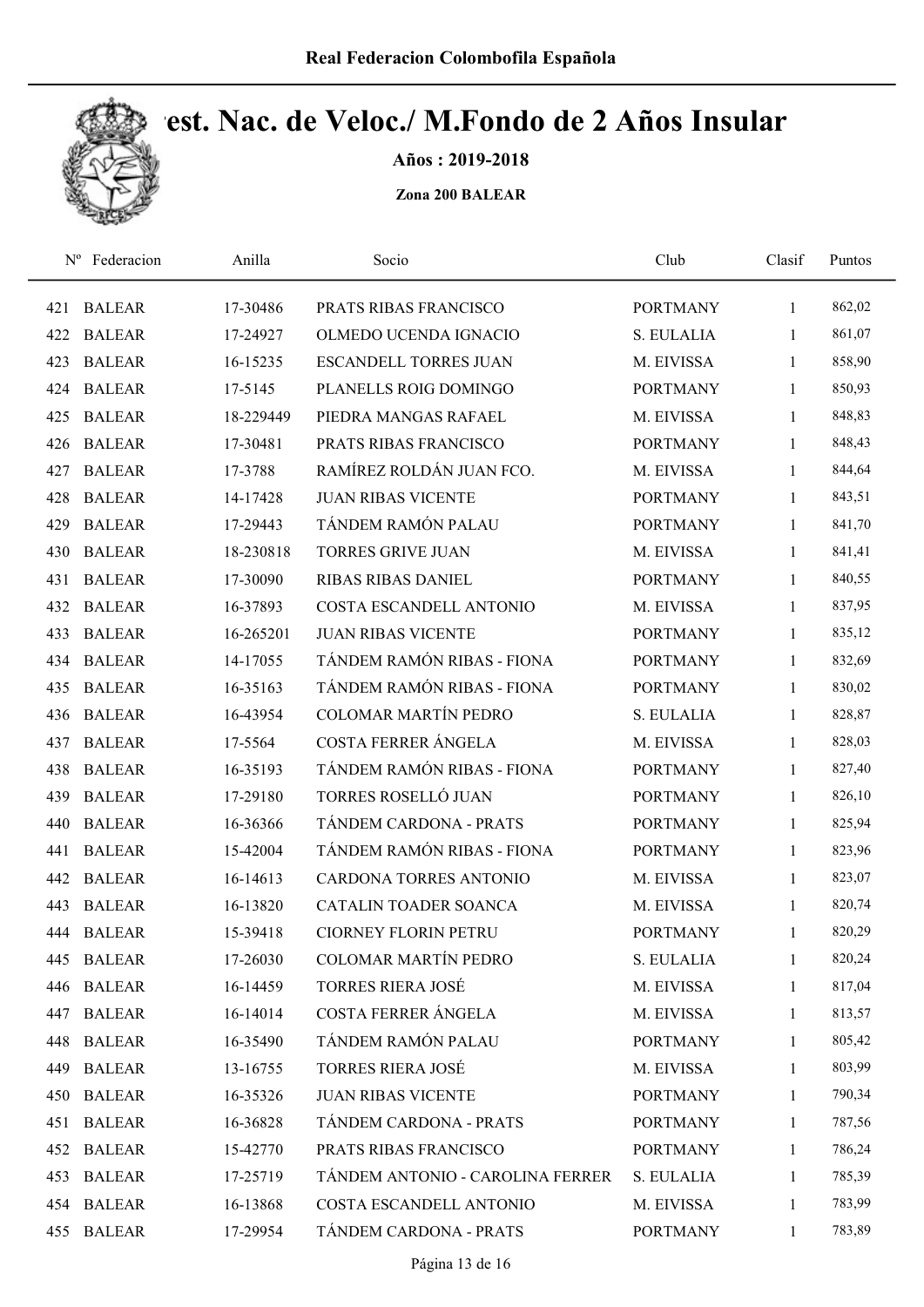Real Federacion Colombofila Española

# Camp. Est. Nac. de Veloc./ M.Fondo de 2 Años Insular

**Años : 2019-2018**

**Zona 200 BALEAR**

| Nº | Federacion | Anilla | Socio | Club | Clasif | Puntos |
|---|---|---|---|---|---|---|
| 421 | BALEAR | 17-30486 | PRATS RIBAS FRANCISCO | PORTMANY | 1 | 862,02 |
| 422 | BALEAR | 17-24927 | OLMEDO UCENDA IGNACIO | S. EULALIA | 1 | 861,07 |
| 423 | BALEAR | 16-15235 | ESCANDELL TORRES JUAN | M. EIVISSA | 1 | 858,90 |
| 424 | BALEAR | 17-5145 | PLANELLS ROIG DOMINGO | PORTMANY | 1 | 850,93 |
| 425 | BALEAR | 18-229449 | PIEDRA MANGAS RAFAEL | M. EIVISSA | 1 | 848,83 |
| 426 | BALEAR | 17-30481 | PRATS RIBAS FRANCISCO | PORTMANY | 1 | 848,43 |
| 427 | BALEAR | 17-3788 | RAMÍREZ ROLDÁN JUAN FCO. | M. EIVISSA | 1 | 844,64 |
| 428 | BALEAR | 14-17428 | JUAN RIBAS VICENTE | PORTMANY | 1 | 843,51 |
| 429 | BALEAR | 17-29443 | TÁNDEM RAMÓN PALAU | PORTMANY | 1 | 841,70 |
| 430 | BALEAR | 18-230818 | TORRES GRIVE JUAN | M. EIVISSA | 1 | 841,41 |
| 431 | BALEAR | 17-30090 | RIBAS RIBAS DANIEL | PORTMANY | 1 | 840,55 |
| 432 | BALEAR | 16-37893 | COSTA ESCANDELL ANTONIO | M. EIVISSA | 1 | 837,95 |
| 433 | BALEAR | 16-265201 | JUAN RIBAS VICENTE | PORTMANY | 1 | 835,12 |
| 434 | BALEAR | 14-17055 | TÁNDEM RAMÓN RIBAS - FIONA | PORTMANY | 1 | 832,69 |
| 435 | BALEAR | 16-35163 | TÁNDEM RAMÓN RIBAS - FIONA | PORTMANY | 1 | 830,02 |
| 436 | BALEAR | 16-43954 | COLOMAR MARTÍN PEDRO | S. EULALIA | 1 | 828,87 |
| 437 | BALEAR | 17-5564 | COSTA FERRER ÁNGELA | M. EIVISSA | 1 | 828,03 |
| 438 | BALEAR | 16-35193 | TÁNDEM RAMÓN RIBAS - FIONA | PORTMANY | 1 | 827,40 |
| 439 | BALEAR | 17-29180 | TORRES ROSELLÓ JUAN | PORTMANY | 1 | 826,10 |
| 440 | BALEAR | 16-36366 | TÁNDEM CARDONA - PRATS | PORTMANY | 1 | 825,94 |
| 441 | BALEAR | 15-42004 | TÁNDEM RAMÓN RIBAS - FIONA | PORTMANY | 1 | 823,96 |
| 442 | BALEAR | 16-14613 | CARDONA TORRES ANTONIO | M. EIVISSA | 1 | 823,07 |
| 443 | BALEAR | 16-13820 | CATALIN TOADER SOANCA | M. EIVISSA | 1 | 820,74 |
| 444 | BALEAR | 15-39418 | CIORNEY FLORIN PETRU | PORTMANY | 1 | 820,29 |
| 445 | BALEAR | 17-26030 | COLOMAR MARTÍN PEDRO | S. EULALIA | 1 | 820,24 |
| 446 | BALEAR | 16-14459 | TORRES RIERA JOSÉ | M. EIVISSA | 1 | 817,04 |
| 447 | BALEAR | 16-14014 | COSTA FERRER ÁNGELA | M. EIVISSA | 1 | 813,57 |
| 448 | BALEAR | 16-35490 | TÁNDEM RAMÓN PALAU | PORTMANY | 1 | 805,42 |
| 449 | BALEAR | 13-16755 | TORRES RIERA JOSÉ | M. EIVISSA | 1 | 803,99 |
| 450 | BALEAR | 16-35326 | JUAN RIBAS VICENTE | PORTMANY | 1 | 790,34 |
| 451 | BALEAR | 16-36828 | TÁNDEM CARDONA - PRATS | PORTMANY | 1 | 787,56 |
| 452 | BALEAR | 15-42770 | PRATS RIBAS FRANCISCO | PORTMANY | 1 | 786,24 |
| 453 | BALEAR | 17-25719 | TÁNDEM ANTONIO - CAROLINA FERRER | S. EULALIA | 1 | 785,39 |
| 454 | BALEAR | 16-13868 | COSTA ESCANDELL ANTONIO | M. EIVISSA | 1 | 783,99 |
| 455 | BALEAR | 17-29954 | TÁNDEM CARDONA - PRATS | PORTMANY | 1 | 783,89 |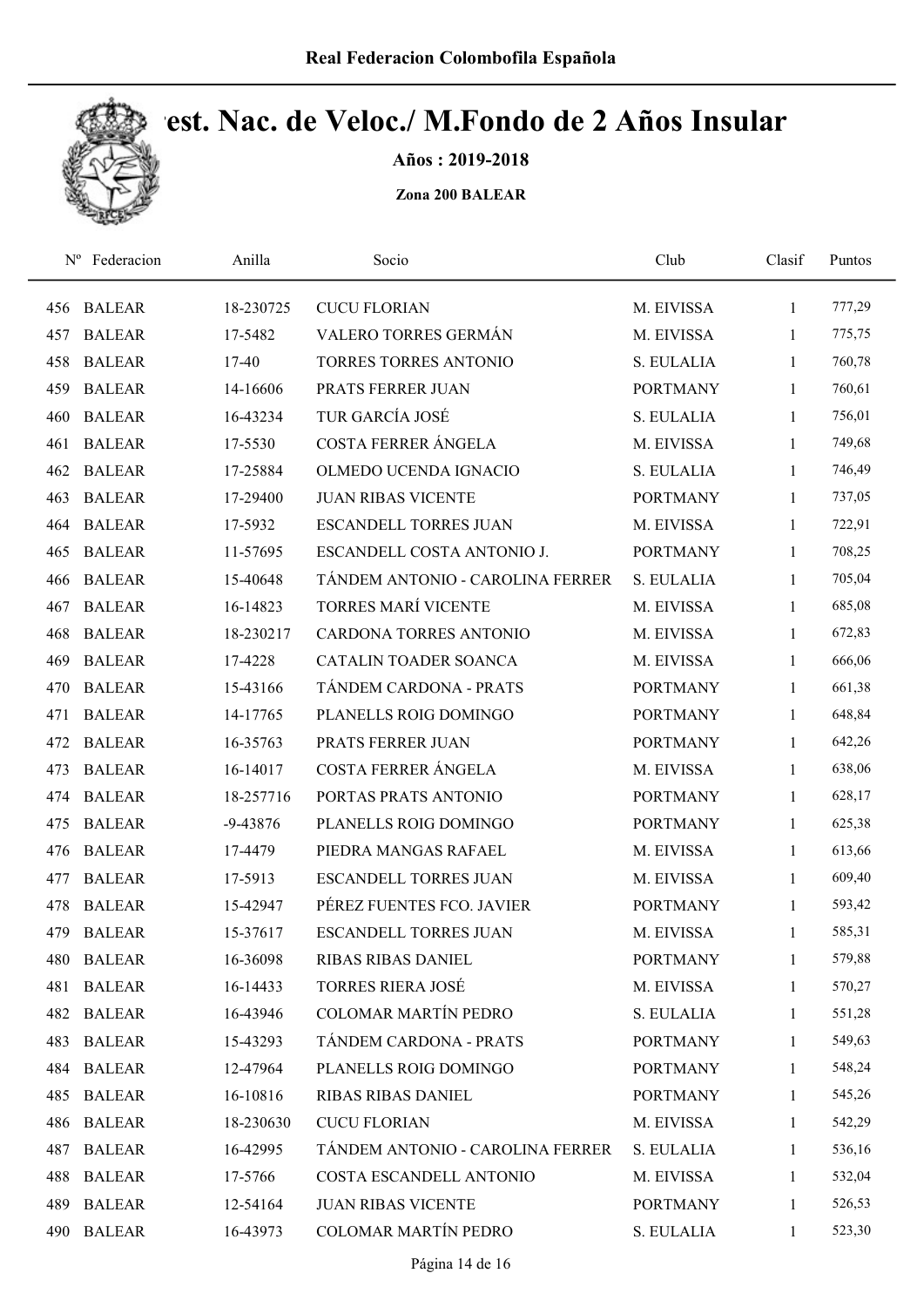Real Federacion Colombofila Española

# Clasif. Nac. de Veloc./ M.Fondo de 2 Años Insular

**Años : 2019-2018**

**Zona 200 BALEAR**

| Nº | Federacion | Anilla | Socio | Club | Clasif | Puntos |
|---|---|---|---|---|---|---|
| 456 | BALEAR | 18-230725 | CUCU FLORIAN | M. EIVISSA | 1 | 777,29 |
| 457 | BALEAR | 17-5482 | VALERO TORRES GERMÁN | M. EIVISSA | 1 | 775,75 |
| 458 | BALEAR | 17-40 | TORRES TORRES ANTONIO | S. EULALIA | 1 | 760,78 |
| 459 | BALEAR | 14-16606 | PRATS FERRER JUAN | PORTMANY | 1 | 760,61 |
| 460 | BALEAR | 16-43234 | TUR GARCÍA JOSÉ | S. EULALIA | 1 | 756,01 |
| 461 | BALEAR | 17-5530 | COSTA FERRER ÁNGELA | M. EIVISSA | 1 | 749,68 |
| 462 | BALEAR | 17-25884 | OLMEDO UCENDA IGNACIO | S. EULALIA | 1 | 746,49 |
| 463 | BALEAR | 17-29400 | JUAN RIBAS VICENTE | PORTMANY | 1 | 737,05 |
| 464 | BALEAR | 17-5932 | ESCANDELL TORRES JUAN | M. EIVISSA | 1 | 722,91 |
| 465 | BALEAR | 11-57695 | ESCANDELL COSTA ANTONIO J. | PORTMANY | 1 | 708,25 |
| 466 | BALEAR | 15-40648 | TÁNDEM ANTONIO - CAROLINA FERRER | S. EULALIA | 1 | 705,04 |
| 467 | BALEAR | 16-14823 | TORRES MARÍ VICENTE | M. EIVISSA | 1 | 685,08 |
| 468 | BALEAR | 18-230217 | CARDONA TORRES ANTONIO | M. EIVISSA | 1 | 672,83 |
| 469 | BALEAR | 17-4228 | CATALIN TOADER SOANCA | M. EIVISSA | 1 | 666,06 |
| 470 | BALEAR | 15-43166 | TÁNDEM CARDONA - PRATS | PORTMANY | 1 | 661,38 |
| 471 | BALEAR | 14-17765 | PLANELLS ROIG DOMINGO | PORTMANY | 1 | 648,84 |
| 472 | BALEAR | 16-35763 | PRATS FERRER JUAN | PORTMANY | 1 | 642,26 |
| 473 | BALEAR | 16-14017 | COSTA FERRER ÁNGELA | M. EIVISSA | 1 | 638,06 |
| 474 | BALEAR | 18-257716 | PORTAS PRATS ANTONIO | PORTMANY | 1 | 628,17 |
| 475 | BALEAR | -9-43876 | PLANELLS ROIG DOMINGO | PORTMANY | 1 | 625,38 |
| 476 | BALEAR | 17-4479 | PIEDRA MANGAS RAFAEL | M. EIVISSA | 1 | 613,66 |
| 477 | BALEAR | 17-5913 | ESCANDELL TORRES JUAN | M. EIVISSA | 1 | 609,40 |
| 478 | BALEAR | 15-42947 | PÉREZ FUENTES FCO. JAVIER | PORTMANY | 1 | 593,42 |
| 479 | BALEAR | 15-37617 | ESCANDELL TORRES JUAN | M. EIVISSA | 1 | 585,31 |
| 480 | BALEAR | 16-36098 | RIBAS RIBAS DANIEL | PORTMANY | 1 | 579,88 |
| 481 | BALEAR | 16-14433 | TORRES RIERA JOSÉ | M. EIVISSA | 1 | 570,27 |
| 482 | BALEAR | 16-43946 | COLOMAR MARTÍN PEDRO | S. EULALIA | 1 | 551,28 |
| 483 | BALEAR | 15-43293 | TÁNDEM CARDONA - PRATS | PORTMANY | 1 | 549,63 |
| 484 | BALEAR | 12-47964 | PLANELLS ROIG DOMINGO | PORTMANY | 1 | 548,24 |
| 485 | BALEAR | 16-10816 | RIBAS RIBAS DANIEL | PORTMANY | 1 | 545,26 |
| 486 | BALEAR | 18-230630 | CUCU FLORIAN | M. EIVISSA | 1 | 542,29 |
| 487 | BALEAR | 16-42995 | TÁNDEM ANTONIO - CAROLINA FERRER | S. EULALIA | 1 | 536,16 |
| 488 | BALEAR | 17-5766 | COSTA ESCANDELL ANTONIO | M. EIVISSA | 1 | 532,04 |
| 489 | BALEAR | 12-54164 | JUAN RIBAS VICENTE | PORTMANY | 1 | 526,53 |
| 490 | BALEAR | 16-43973 | COLOMAR MARTÍN PEDRO | S. EULALIA | 1 | 523,30 |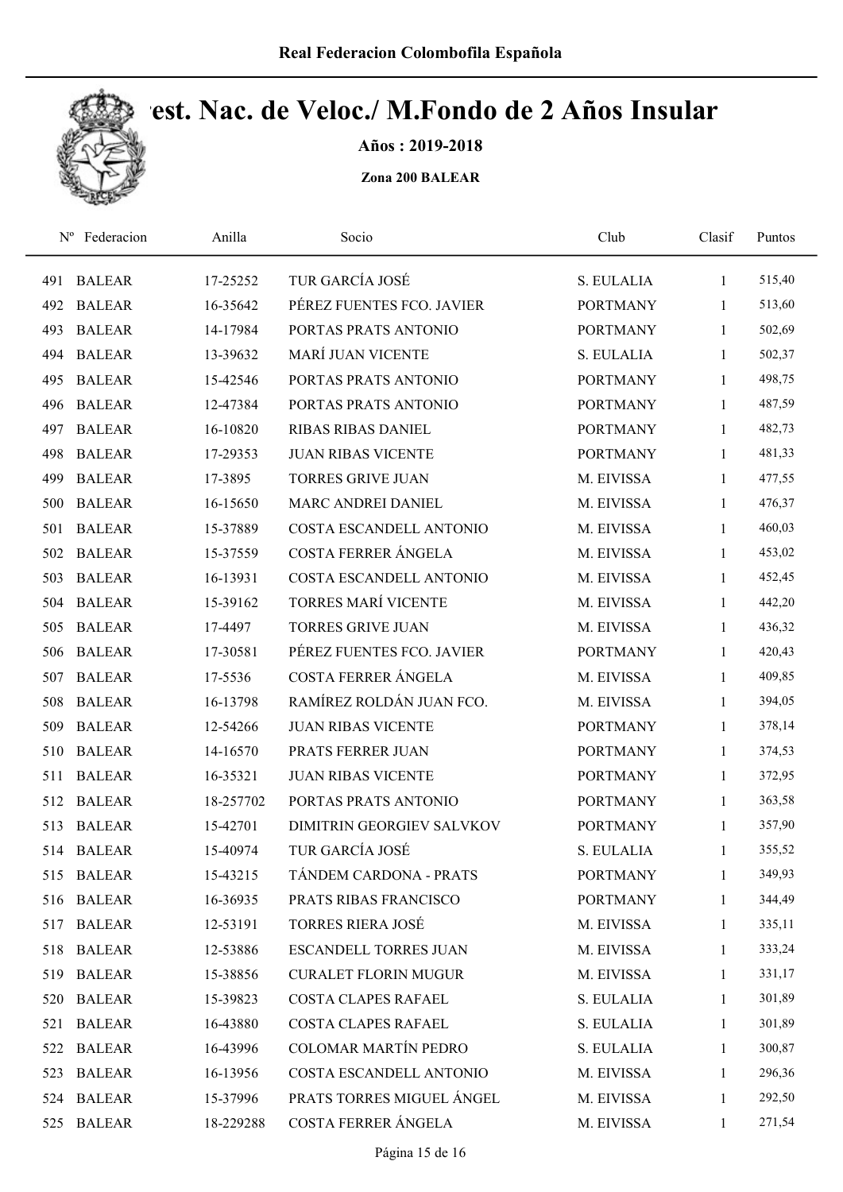# Real Federacion Colombofila Española

## Test. Nac. de Veloc./ M.Fondo de 2 Años Insular

**Años : 2019-2018**

**Zona 200 BALEAR**

| Nº | Federacion | Anilla | Socio | Club | Clasif | Puntos |
|---|---|---|---|---|---|---|
| 491 | BALEAR | 17-25252 | TUR GARCÍA JOSÉ | S. EULALIA | 1 | 515,40 |
| 492 | BALEAR | 16-35642 | PÉREZ FUENTES FCO. JAVIER | PORTMANY | 1 | 513,60 |
| 493 | BALEAR | 14-17984 | PORTAS PRATS ANTONIO | PORTMANY | 1 | 502,69 |
| 494 | BALEAR | 13-39632 | MARÍ JUAN VICENTE | S. EULALIA | 1 | 502,37 |
| 495 | BALEAR | 15-42546 | PORTAS PRATS ANTONIO | PORTMANY | 1 | 498,75 |
| 496 | BALEAR | 12-47384 | PORTAS PRATS ANTONIO | PORTMANY | 1 | 487,59 |
| 497 | BALEAR | 16-10820 | RIBAS RIBAS DANIEL | PORTMANY | 1 | 482,73 |
| 498 | BALEAR | 17-29353 | JUAN RIBAS VICENTE | PORTMANY | 1 | 481,33 |
| 499 | BALEAR | 17-3895 | TORRES GRIVE JUAN | M. EIVISSA | 1 | 477,55 |
| 500 | BALEAR | 16-15650 | MARC ANDREI DANIEL | M. EIVISSA | 1 | 476,37 |
| 501 | BALEAR | 15-37889 | COSTA ESCANDELL ANTONIO | M. EIVISSA | 1 | 460,03 |
| 502 | BALEAR | 15-37559 | COSTA FERRER ÁNGELA | M. EIVISSA | 1 | 453,02 |
| 503 | BALEAR | 16-13931 | COSTA ESCANDELL ANTONIO | M. EIVISSA | 1 | 452,45 |
| 504 | BALEAR | 15-39162 | TORRES MARÍ VICENTE | M. EIVISSA | 1 | 442,20 |
| 505 | BALEAR | 17-4497 | TORRES GRIVE JUAN | M. EIVISSA | 1 | 436,32 |
| 506 | BALEAR | 17-30581 | PÉREZ FUENTES FCO. JAVIER | PORTMANY | 1 | 420,43 |
| 507 | BALEAR | 17-5536 | COSTA FERRER ÁNGELA | M. EIVISSA | 1 | 409,85 |
| 508 | BALEAR | 16-13798 | RAMÍREZ ROLDÁN JUAN FCO. | M. EIVISSA | 1 | 394,05 |
| 509 | BALEAR | 12-54266 | JUAN RIBAS VICENTE | PORTMANY | 1 | 378,14 |
| 510 | BALEAR | 14-16570 | PRATS FERRER JUAN | PORTMANY | 1 | 374,53 |
| 511 | BALEAR | 16-35321 | JUAN RIBAS VICENTE | PORTMANY | 1 | 372,95 |
| 512 | BALEAR | 18-257702 | PORTAS PRATS ANTONIO | PORTMANY | 1 | 363,58 |
| 513 | BALEAR | 15-42701 | DIMITRIN GEORGIEV SALVKOV | PORTMANY | 1 | 357,90 |
| 514 | BALEAR | 15-40974 | TUR GARCÍA JOSÉ | S. EULALIA | 1 | 355,52 |
| 515 | BALEAR | 15-43215 | TÁNDEM CARDONA - PRATS | PORTMANY | 1 | 349,93 |
| 516 | BALEAR | 16-36935 | PRATS RIBAS FRANCISCO | PORTMANY | 1 | 344,49 |
| 517 | BALEAR | 12-53191 | TORRES RIERA JOSÉ | M. EIVISSA | 1 | 335,11 |
| 518 | BALEAR | 12-53886 | ESCANDELL TORRES JUAN | M. EIVISSA | 1 | 333,24 |
| 519 | BALEAR | 15-38856 | CURALET FLORIN MUGUR | M. EIVISSA | 1 | 331,17 |
| 520 | BALEAR | 15-39823 | COSTA CLAPES RAFAEL | S. EULALIA | 1 | 301,89 |
| 521 | BALEAR | 16-43880 | COSTA CLAPES RAFAEL | S. EULALIA | 1 | 301,89 |
| 522 | BALEAR | 16-43996 | COLOMAR MARTÍN PEDRO | S. EULALIA | 1 | 300,87 |
| 523 | BALEAR | 16-13956 | COSTA ESCANDELL ANTONIO | M. EIVISSA | 1 | 296,36 |
| 524 | BALEAR | 15-37996 | PRATS TORRES MIGUEL ÁNGEL | M. EIVISSA | 1 | 292,50 |
| 525 | BALEAR | 18-229288 | COSTA FERRER ÁNGELA | M. EIVISSA | 1 | 271,54 |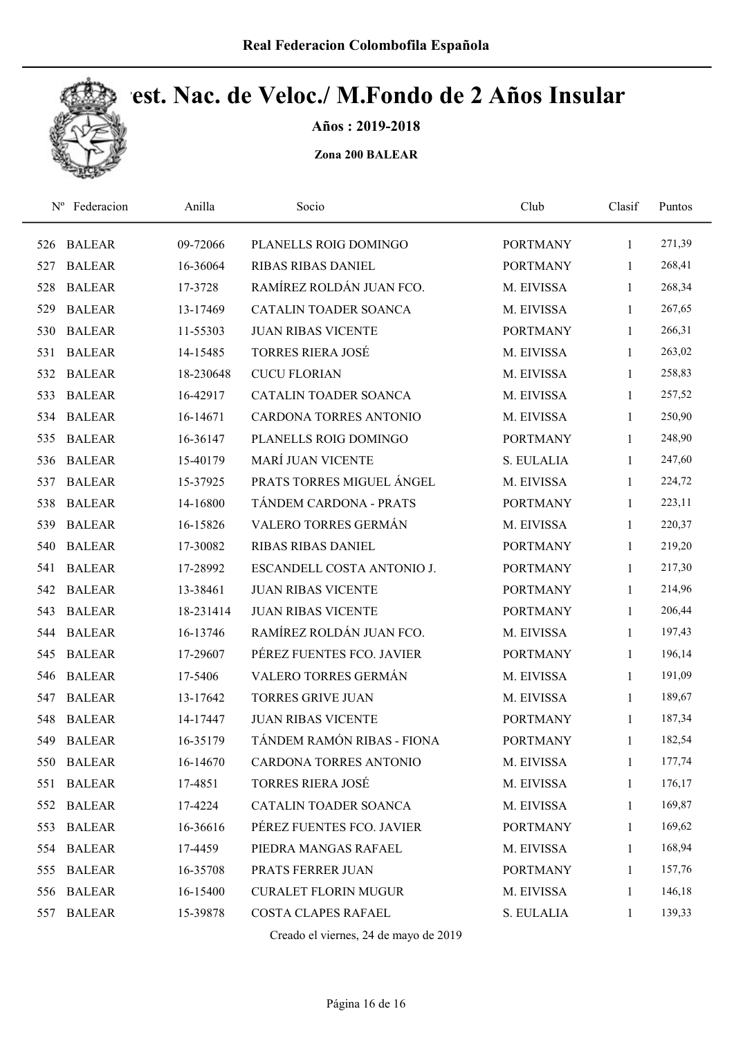Real Federacion Colombofila Española

# Campeonato Nac. de Veloc./ M.Fondo de 2 Años Insular

**Años : 2019-2018**

**Zona 200 BALEAR**

| Nº | Federacion | Anilla | Socio | Club | Clasif | Puntos |
|---|---|---|---|---|---|---|
| 526 | BALEAR | 09-72066 | PLANELLS ROIG DOMINGO | PORTMANY | 1 | 271,39 |
| 527 | BALEAR | 16-36064 | RIBAS RIBAS DANIEL | PORTMANY | 1 | 268,41 |
| 528 | BALEAR | 17-3728 | RAMÍREZ ROLDÁN JUAN FCO. | M. EIVISSA | 1 | 268,34 |
| 529 | BALEAR | 13-17469 | CATALIN TOADER SOANCA | M. EIVISSA | 1 | 267,65 |
| 530 | BALEAR | 11-55303 | JUAN RIBAS VICENTE | PORTMANY | 1 | 266,31 |
| 531 | BALEAR | 14-15485 | TORRES RIERA JOSÉ | M. EIVISSA | 1 | 263,02 |
| 532 | BALEAR | 18-230648 | CUCU FLORIAN | M. EIVISSA | 1 | 258,83 |
| 533 | BALEAR | 16-42917 | CATALIN TOADER SOANCA | M. EIVISSA | 1 | 257,52 |
| 534 | BALEAR | 16-14671 | CARDONA TORRES ANTONIO | M. EIVISSA | 1 | 250,90 |
| 535 | BALEAR | 16-36147 | PLANELLS ROIG DOMINGO | PORTMANY | 1 | 248,90 |
| 536 | BALEAR | 15-40179 | MARÍ JUAN VICENTE | S. EULALIA | 1 | 247,60 |
| 537 | BALEAR | 15-37925 | PRATS TORRES MIGUEL ÁNGEL | M. EIVISSA | 1 | 224,72 |
| 538 | BALEAR | 14-16800 | TÁNDEM CARDONA - PRATS | PORTMANY | 1 | 223,11 |
| 539 | BALEAR | 16-15826 | VALERO TORRES GERMÁN | M. EIVISSA | 1 | 220,37 |
| 540 | BALEAR | 17-30082 | RIBAS RIBAS DANIEL | PORTMANY | 1 | 219,20 |
| 541 | BALEAR | 17-28992 | ESCANDELL COSTA ANTONIO J. | PORTMANY | 1 | 217,30 |
| 542 | BALEAR | 13-38461 | JUAN RIBAS VICENTE | PORTMANY | 1 | 214,96 |
| 543 | BALEAR | 18-231414 | JUAN RIBAS VICENTE | PORTMANY | 1 | 206,44 |
| 544 | BALEAR | 16-13746 | RAMÍREZ ROLDÁN JUAN FCO. | M. EIVISSA | 1 | 197,43 |
| 545 | BALEAR | 17-29607 | PÉREZ FUENTES FCO. JAVIER | PORTMANY | 1 | 196,14 |
| 546 | BALEAR | 17-5406 | VALERO TORRES GERMÁN | M. EIVISSA | 1 | 191,09 |
| 547 | BALEAR | 13-17642 | TORRES GRIVE JUAN | M. EIVISSA | 1 | 189,67 |
| 548 | BALEAR | 14-17447 | JUAN RIBAS VICENTE | PORTMANY | 1 | 187,34 |
| 549 | BALEAR | 16-35179 | TÁNDEM RAMÓN RIBAS - FIONA | PORTMANY | 1 | 182,54 |
| 550 | BALEAR | 16-14670 | CARDONA TORRES ANTONIO | M. EIVISSA | 1 | 177,74 |
| 551 | BALEAR | 17-4851 | TORRES RIERA JOSÉ | M. EIVISSA | 1 | 176,17 |
| 552 | BALEAR | 17-4224 | CATALIN TOADER SOANCA | M. EIVISSA | 1 | 169,87 |
| 553 | BALEAR | 16-36616 | PÉREZ FUENTES FCO. JAVIER | PORTMANY | 1 | 169,62 |
| 554 | BALEAR | 17-4459 | PIEDRA MANGAS RAFAEL | M. EIVISSA | 1 | 168,94 |
| 555 | BALEAR | 16-35708 | PRATS FERRER JUAN | PORTMANY | 1 | 157,76 |
| 556 | BALEAR | 16-15400 | CURALET FLORIN MUGUR | M. EIVISSA | 1 | 146,18 |
| 557 | BALEAR | 15-39878 | COSTA CLAPES RAFAEL | S. EULALIA | 1 | 139,33 |

Creado el viernes, 24 de mayo de 2019